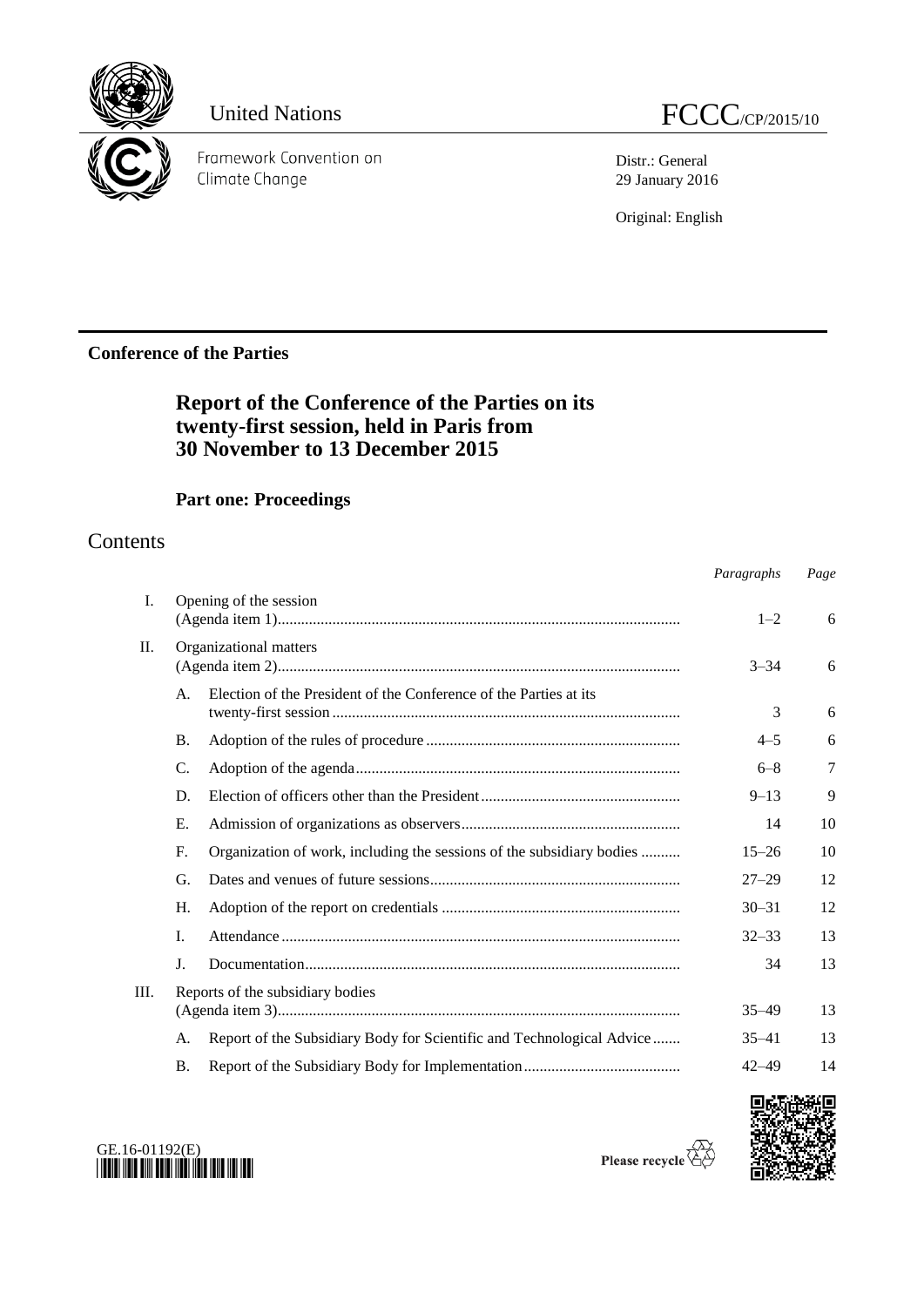United Nations FCCC/CP/2015/10

Framework Convention on Climate Change

Distr.: General
29 January 2016

Original: English

**Conference of the Parties**

# Report of the Conference of the Parties on its twenty-first session, held in Paris from 30 November to 13 December 2015

## Part one: Proceedings

# Contents

| | | | *Paragraphs* | *Page* |
|---|---|---|---|---|
| I. | Opening of the session (Agenda item 1) | | 1–2 | 6 |
| II. | Organizational matters (Agenda item 2) | | 3–34 | 6 |
| | A. | Election of the President of the Conference of the Parties at its twenty-first session | 3 | 6 |
| | B. | Adoption of the rules of procedure | 4–5 | 6 |
| | C. | Adoption of the agenda | 6–8 | 7 |
| | D. | Election of officers other than the President | 9–13 | 9 |
| | E. | Admission of organizations as observers | 14 | 10 |
| | F. | Organization of work, including the sessions of the subsidiary bodies | 15–26 | 10 |
| | G. | Dates and venues of future sessions | 27–29 | 12 |
| | H. | Adoption of the report on credentials | 30–31 | 12 |
| | I. | Attendance | 32–33 | 13 |
| | J. | Documentation | 34 | 13 |
| III. | Reports of the subsidiary bodies (Agenda item 3) | | 35–49 | 13 |
| | A. | Report of the Subsidiary Body for Scientific and Technological Advice | 35–41 | 13 |
| | B. | Report of the Subsidiary Body for Implementation | 42–49 | 14 |

GE.16-01192(E)

Please recycle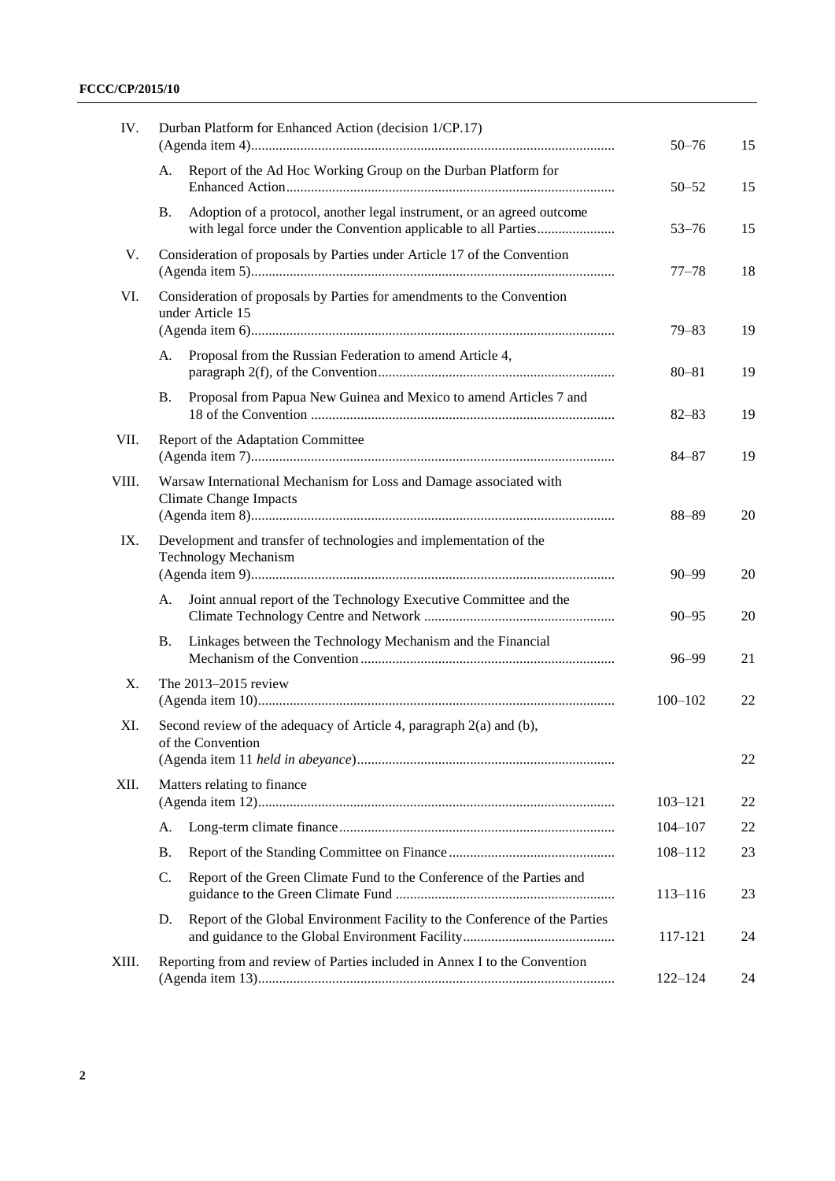| | | | |
|---|---|---|---|
| IV. | Durban Platform for Enhanced Action (decision 1/CP.17) (Agenda item 4) | 50–76 | 15 |
| | A. Report of the Ad Hoc Working Group on the Durban Platform for Enhanced Action | 50–52 | 15 |
| | B. Adoption of a protocol, another legal instrument, or an agreed outcome with legal force under the Convention applicable to all Parties | 53–76 | 15 |
| V. | Consideration of proposals by Parties under Article 17 of the Convention (Agenda item 5) | 77–78 | 18 |
| VI. | Consideration of proposals by Parties for amendments to the Convention under Article 15 (Agenda item 6) | 79–83 | 19 |
| | A. Proposal from the Russian Federation to amend Article 4, paragraph 2(f), of the Convention | 80–81 | 19 |
| | B. Proposal from Papua New Guinea and Mexico to amend Articles 7 and 18 of the Convention | 82–83 | 19 |
| VII. | Report of the Adaptation Committee (Agenda item 7) | 84–87 | 19 |
| VIII. | Warsaw International Mechanism for Loss and Damage associated with Climate Change Impacts (Agenda item 8) | 88–89 | 20 |
| IX. | Development and transfer of technologies and implementation of the Technology Mechanism (Agenda item 9) | 90–99 | 20 |
| | A. Joint annual report of the Technology Executive Committee and the Climate Technology Centre and Network | 90–95 | 20 |
| | B. Linkages between the Technology Mechanism and the Financial Mechanism of the Convention | 96–99 | 21 |
| X. | The 2013–2015 review (Agenda item 10) | 100–102 | 22 |
| XI. | Second review of the adequacy of Article 4, paragraph 2(a) and (b), of the Convention (Agenda item 11 *held in abeyance*) | | 22 |
| XII. | Matters relating to finance (Agenda item 12) | 103–121 | 22 |
| | A. Long-term climate finance | 104–107 | 22 |
| | B. Report of the Standing Committee on Finance | 108–112 | 23 |
| | C. Report of the Green Climate Fund to the Conference of the Parties and guidance to the Green Climate Fund | 113–116 | 23 |
| | D. Report of the Global Environment Facility to the Conference of the Parties and guidance to the Global Environment Facility | 117-121 | 24 |
| XIII. | Reporting from and review of Parties included in Annex I to the Convention (Agenda item 13) | 122–124 | 24 |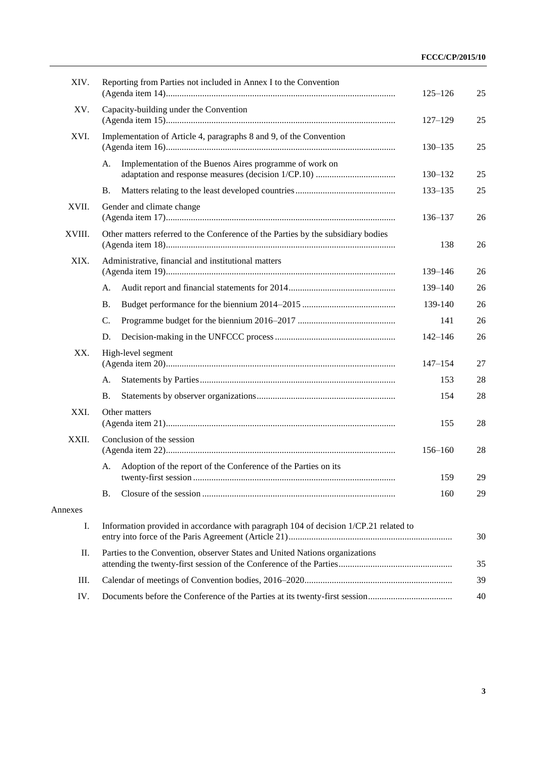| | | Paragraphs | Page |
|---|---|---|---|
| XIV. | Reporting from Parties not included in Annex I to the Convention (Agenda item 14) | 125–126 | 25 |
| XV. | Capacity-building under the Convention (Agenda item 15) | 127–129 | 25 |
| XVI. | Implementation of Article 4, paragraphs 8 and 9, of the Convention (Agenda item 16) | 130–135 | 25 |
| | A. Implementation of the Buenos Aires programme of work on adaptation and response measures (decision 1/CP.10) | 130–132 | 25 |
| | B. Matters relating to the least developed countries | 133–135 | 25 |
| XVII. | Gender and climate change (Agenda item 17) | 136–137 | 26 |
| XVIII. | Other matters referred to the Conference of the Parties by the subsidiary bodies (Agenda item 18) | 138 | 26 |
| XIX. | Administrative, financial and institutional matters (Agenda item 19) | 139–146 | 26 |
| | A. Audit report and financial statements for 2014 | 139–140 | 26 |
| | B. Budget performance for the biennium 2014–2015 | 139-140 | 26 |
| | C. Programme budget for the biennium 2016–2017 | 141 | 26 |
| | D. Decision-making in the UNFCCC process | 142–146 | 26 |
| XX. | High-level segment (Agenda item 20) | 147–154 | 27 |
| | A. Statements by Parties | 153 | 28 |
| | B. Statements by observer organizations | 154 | 28 |
| XXI. | Other matters (Agenda item 21) | 155 | 28 |
| XXII. | Conclusion of the session (Agenda item 22) | 156–160 | 28 |
| | A. Adoption of the report of the Conference of the Parties on its twenty-first session | 159 | 29 |
| | B. Closure of the session | 160 | 29 |

Annexes

| | | Page |
|---|---|---|
| I. | Information provided in accordance with paragraph 104 of decision 1/CP.21 related to entry into force of the Paris Agreement (Article 21) | 30 |
| II. | Parties to the Convention, observer States and United Nations organizations attending the twenty-first session of the Conference of the Parties | 35 |
| III. | Calendar of meetings of Convention bodies, 2016–2020 | 39 |
| IV. | Documents before the Conference of the Parties at its twenty-first session | 40 |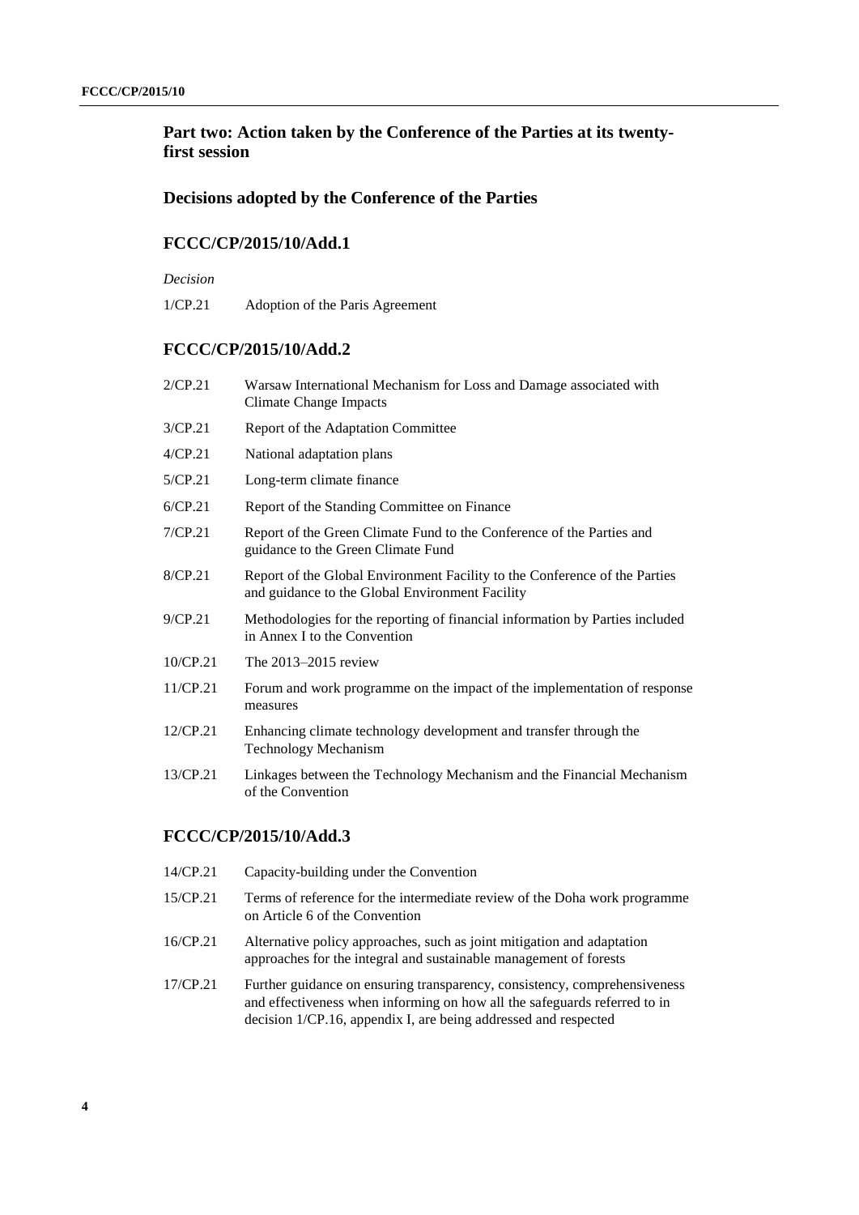## Part two: Action taken by the Conference of the Parties at its twenty-first session

### Decisions adopted by the Conference of the Parties

### FCCC/CP/2015/10/Add.1

*Decision*

| | |
|---|---|
| 1/CP.21 | Adoption of the Paris Agreement |

### FCCC/CP/2015/10/Add.2

| | |
|---|---|
| 2/CP.21 | Warsaw International Mechanism for Loss and Damage associated with Climate Change Impacts |
| 3/CP.21 | Report of the Adaptation Committee |
| 4/CP.21 | National adaptation plans |
| 5/CP.21 | Long-term climate finance |
| 6/CP.21 | Report of the Standing Committee on Finance |
| 7/CP.21 | Report of the Green Climate Fund to the Conference of the Parties and guidance to the Green Climate Fund |
| 8/CP.21 | Report of the Global Environment Facility to the Conference of the Parties and guidance to the Global Environment Facility |
| 9/CP.21 | Methodologies for the reporting of financial information by Parties included in Annex I to the Convention |
| 10/CP.21 | The 2013–2015 review |
| 11/CP.21 | Forum and work programme on the impact of the implementation of response measures |
| 12/CP.21 | Enhancing climate technology development and transfer through the Technology Mechanism |
| 13/CP.21 | Linkages between the Technology Mechanism and the Financial Mechanism of the Convention |

### FCCC/CP/2015/10/Add.3

| | |
|---|---|
| 14/CP.21 | Capacity-building under the Convention |
| 15/CP.21 | Terms of reference for the intermediate review of the Doha work programme on Article 6 of the Convention |
| 16/CP.21 | Alternative policy approaches, such as joint mitigation and adaptation approaches for the integral and sustainable management of forests |
| 17/CP.21 | Further guidance on ensuring transparency, consistency, comprehensiveness and effectiveness when informing on how all the safeguards referred to in decision 1/CP.16, appendix I, are being addressed and respected |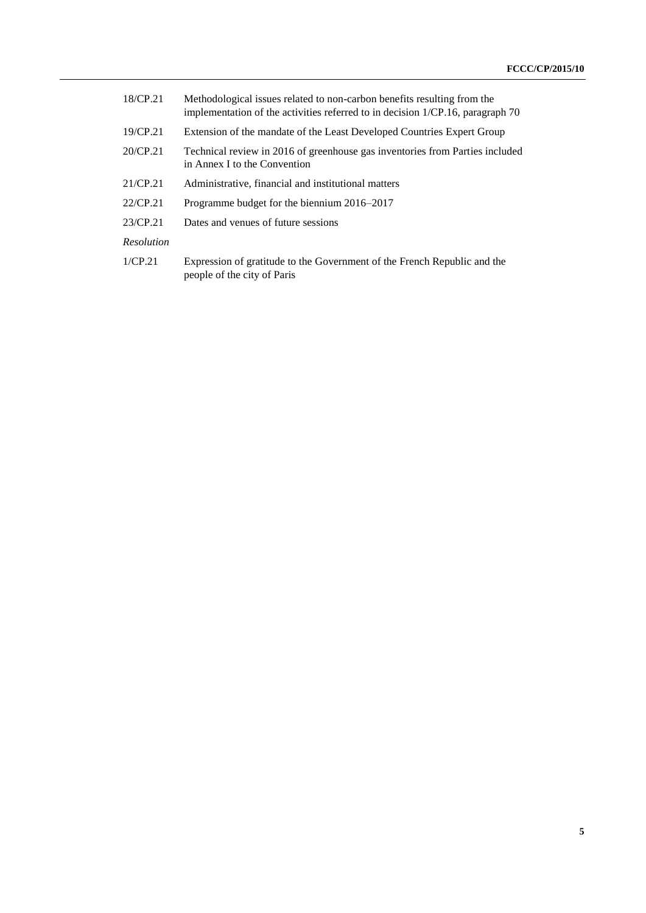| | |
|---|---|
| 18/CP.21 | Methodological issues related to non-carbon benefits resulting from the implementation of the activities referred to in decision 1/CP.16, paragraph 70 |
| 19/CP.21 | Extension of the mandate of the Least Developed Countries Expert Group |
| 20/CP.21 | Technical review in 2016 of greenhouse gas inventories from Parties included in Annex I to the Convention |
| 21/CP.21 | Administrative, financial and institutional matters |
| 22/CP.21 | Programme budget for the biennium 2016–2017 |
| 23/CP.21 | Dates and venues of future sessions |
| *Resolution* | |
| 1/CP.21 | Expression of gratitude to the Government of the French Republic and the people of the city of Paris |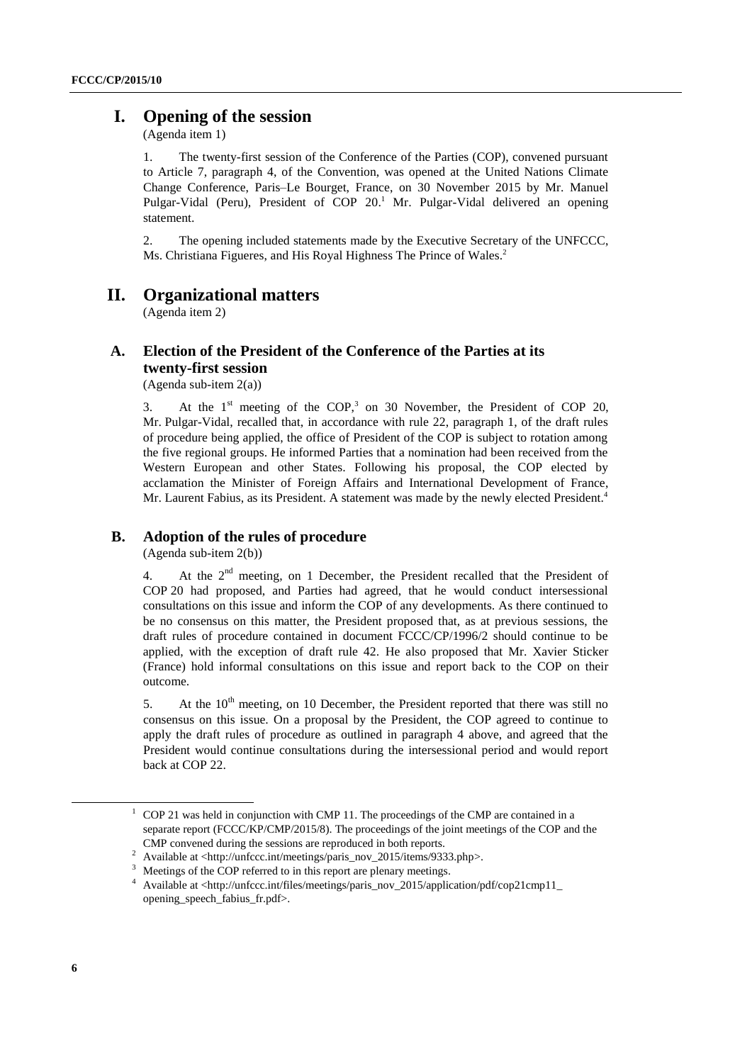# I. Opening of the session

(Agenda item 1)

1. The twenty-first session of the Conference of the Parties (COP), convened pursuant to Article 7, paragraph 4, of the Convention, was opened at the United Nations Climate Change Conference, Paris–Le Bourget, France, on 30 November 2015 by Mr. Manuel Pulgar-Vidal (Peru), President of COP 20.[1] Mr. Pulgar-Vidal delivered an opening statement.

2. The opening included statements made by the Executive Secretary of the UNFCCC, Ms. Christiana Figueres, and His Royal Highness The Prince of Wales.[2]

# II. Organizational matters

(Agenda item 2)

## A. Election of the President of the Conference of the Parties at its twenty-first session

(Agenda sub-item 2(a))

3. At the 1st meeting of the COP,[3] on 30 November, the President of COP 20, Mr. Pulgar-Vidal, recalled that, in accordance with rule 22, paragraph 1, of the draft rules of procedure being applied, the office of President of the COP is subject to rotation among the five regional groups. He informed Parties that a nomination had been received from the Western European and other States. Following his proposal, the COP elected by acclamation the Minister of Foreign Affairs and International Development of France, Mr. Laurent Fabius, as its President. A statement was made by the newly elected President.[4]

## B. Adoption of the rules of procedure

(Agenda sub-item 2(b))

4. At the 2nd meeting, on 1 December, the President recalled that the President of COP 20 had proposed, and Parties had agreed, that he would conduct intersessional consultations on this issue and inform the COP of any developments. As there continued to be no consensus on this matter, the President proposed that, as at previous sessions, the draft rules of procedure contained in document FCCC/CP/1996/2 should continue to be applied, with the exception of draft rule 42. He also proposed that Mr. Xavier Sticker (France) hold informal consultations on this issue and report back to the COP on their outcome.

5. At the 10th meeting, on 10 December, the President reported that there was still no consensus on this issue. On a proposal by the President, the COP agreed to continue to apply the draft rules of procedure as outlined in paragraph 4 above, and agreed that the President would continue consultations during the intersessional period and would report back at COP 22.

---

[1] COP 21 was held in conjunction with CMP 11. The proceedings of the CMP are contained in a separate report (FCCC/KP/CMP/2015/8). The proceedings of the joint meetings of the COP and the CMP convened during the sessions are reproduced in both reports.

[2] Available at <http://unfccc.int/meetings/paris_nov_2015/items/9333.php>.

[3] Meetings of the COP referred to in this report are plenary meetings.

[4] Available at <http://unfccc.int/files/meetings/paris_nov_2015/application/pdf/cop21cmp11_opening_speech_fabius_fr.pdf>.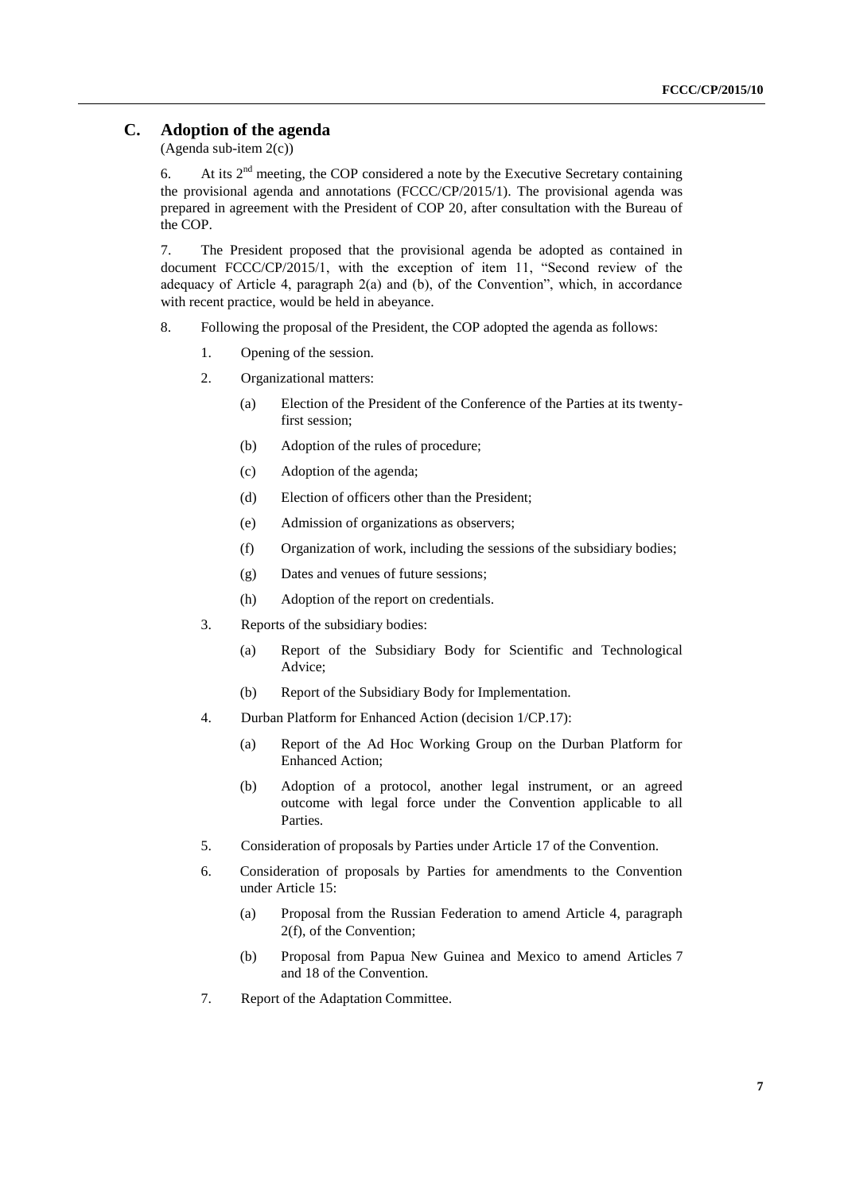## C. Adoption of the agenda

(Agenda sub-item 2(c))

6. At its 2nd meeting, the COP considered a note by the Executive Secretary containing the provisional agenda and annotations (FCCC/CP/2015/1). The provisional agenda was prepared in agreement with the President of COP 20, after consultation with the Bureau of the COP.

7. The President proposed that the provisional agenda be adopted as contained in document FCCC/CP/2015/1, with the exception of item 11, "Second review of the adequacy of Article 4, paragraph 2(a) and (b), of the Convention", which, in accordance with recent practice, would be held in abeyance.

8. Following the proposal of the President, the COP adopted the agenda as follows:

1. Opening of the session.
2. Organizational matters:
   - (a) Election of the President of the Conference of the Parties at its twenty-first session;
   - (b) Adoption of the rules of procedure;
   - (c) Adoption of the agenda;
   - (d) Election of officers other than the President;
   - (e) Admission of organizations as observers;
   - (f) Organization of work, including the sessions of the subsidiary bodies;
   - (g) Dates and venues of future sessions;
   - (h) Adoption of the report on credentials.
3. Reports of the subsidiary bodies:
   - (a) Report of the Subsidiary Body for Scientific and Technological Advice;
   - (b) Report of the Subsidiary Body for Implementation.
4. Durban Platform for Enhanced Action (decision 1/CP.17):
   - (a) Report of the Ad Hoc Working Group on the Durban Platform for Enhanced Action;
   - (b) Adoption of a protocol, another legal instrument, or an agreed outcome with legal force under the Convention applicable to all Parties.
5. Consideration of proposals by Parties under Article 17 of the Convention.
6. Consideration of proposals by Parties for amendments to the Convention under Article 15:
   - (a) Proposal from the Russian Federation to amend Article 4, paragraph 2(f), of the Convention;
   - (b) Proposal from Papua New Guinea and Mexico to amend Articles 7 and 18 of the Convention.
7. Report of the Adaptation Committee.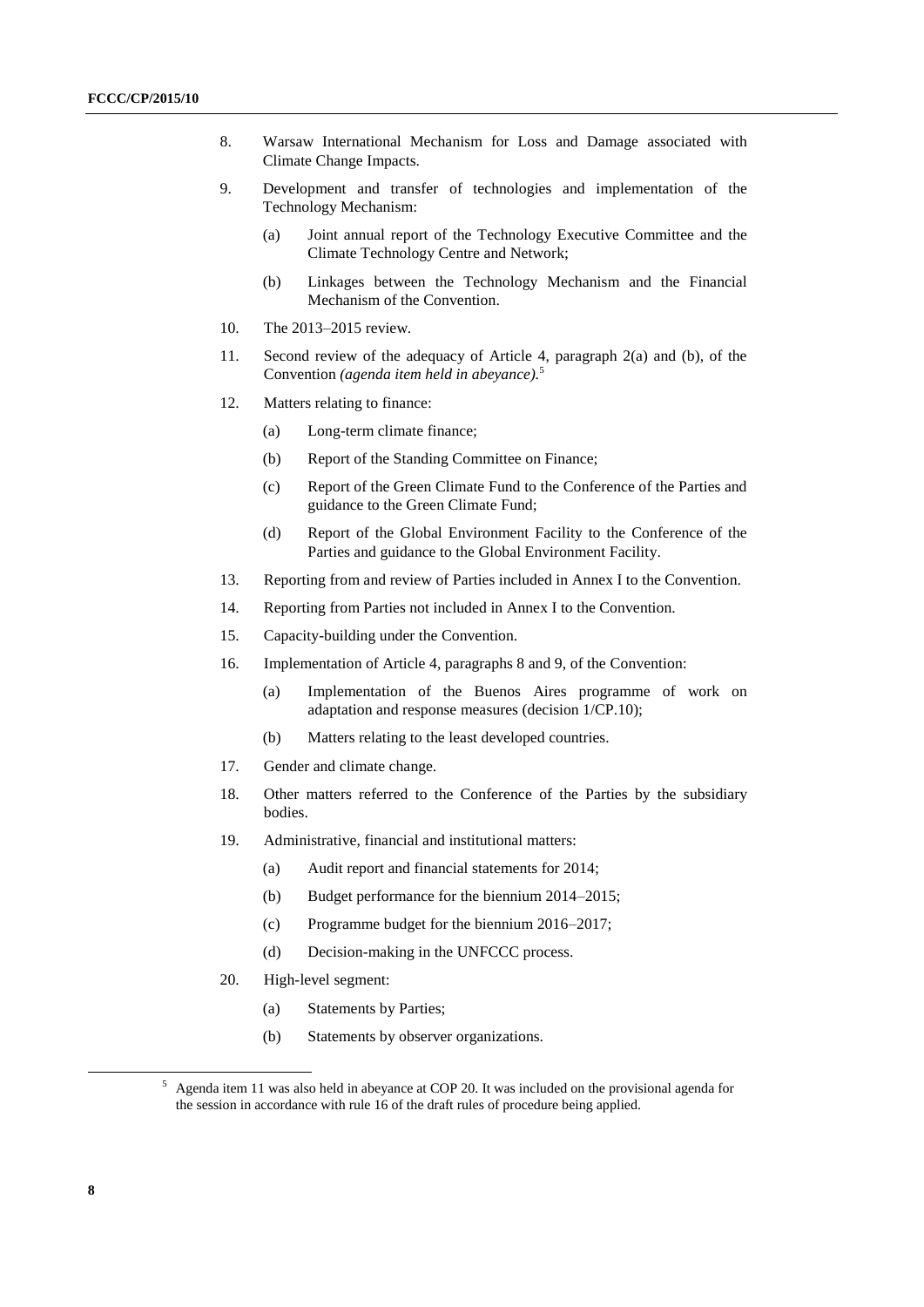8. Warsaw International Mechanism for Loss and Damage associated with Climate Change Impacts.

9. Development and transfer of technologies and implementation of the Technology Mechanism:

   (a) Joint annual report of the Technology Executive Committee and the Climate Technology Centre and Network;

   (b) Linkages between the Technology Mechanism and the Financial Mechanism of the Convention.

10. The 2013–2015 review.

11. Second review of the adequacy of Article 4, paragraph 2(a) and (b), of the Convention *(agenda item held in abeyance).*[5]

12. Matters relating to finance:

    (a) Long-term climate finance;

    (b) Report of the Standing Committee on Finance;

    (c) Report of the Green Climate Fund to the Conference of the Parties and guidance to the Green Climate Fund;

    (d) Report of the Global Environment Facility to the Conference of the Parties and guidance to the Global Environment Facility.

13. Reporting from and review of Parties included in Annex I to the Convention.

14. Reporting from Parties not included in Annex I to the Convention.

15. Capacity-building under the Convention.

16. Implementation of Article 4, paragraphs 8 and 9, of the Convention:

    (a) Implementation of the Buenos Aires programme of work on adaptation and response measures (decision 1/CP.10);

    (b) Matters relating to the least developed countries.

17. Gender and climate change.

18. Other matters referred to the Conference of the Parties by the subsidiary bodies.

19. Administrative, financial and institutional matters:

    (a) Audit report and financial statements for 2014;

    (b) Budget performance for the biennium 2014–2015;

    (c) Programme budget for the biennium 2016–2017;

    (d) Decision-making in the UNFCCC process.

20. High-level segment:

    (a) Statements by Parties;

    (b) Statements by observer organizations.

---

[5] Agenda item 11 was also held in abeyance at COP 20. It was included on the provisional agenda for the session in accordance with rule 16 of the draft rules of procedure being applied.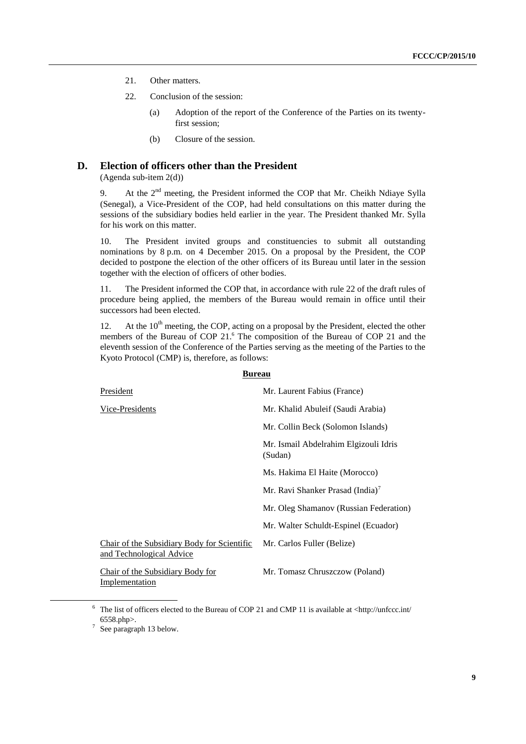21. Other matters.

22. Conclusion of the session:

    (a) Adoption of the report of the Conference of the Parties on its twenty-first session;

    (b) Closure of the session.

## D. Election of officers other than the President

(Agenda sub-item 2(d))

9. At the 2nd meeting, the President informed the COP that Mr. Cheikh Ndiaye Sylla (Senegal), a Vice-President of the COP, had held consultations on this matter during the sessions of the subsidiary bodies held earlier in the year. The President thanked Mr. Sylla for his work on this matter.

10. The President invited groups and constituencies to submit all outstanding nominations by 8 p.m. on 4 December 2015. On a proposal by the President, the COP decided to postpone the election of the other officers of its Bureau until later in the session together with the election of officers of other bodies.

11. The President informed the COP that, in accordance with rule 22 of the draft rules of procedure being applied, the members of the Bureau would remain in office until their successors had been elected.

12. At the 10th meeting, the COP, acting on a proposal by the President, elected the other members of the Bureau of COP 21.[6] The composition of the Bureau of COP 21 and the eleventh session of the Conference of the Parties serving as the meeting of the Parties to the Kyoto Protocol (CMP) is, therefore, as follows:

**Bureau**

| | |
|---|---|
| President | Mr. Laurent Fabius (France) |
| Vice-Presidents | Mr. Khalid Abuleif (Saudi Arabia) |
| | Mr. Collin Beck (Solomon Islands) |
| | Mr. Ismail Abdelrahim Elgizouli Idris (Sudan) |
| | Ms. Hakima El Haite (Morocco) |
| | Mr. Ravi Shanker Prasad (India)[7] |
| | Mr. Oleg Shamanov (Russian Federation) |
| | Mr. Walter Schuldt-Espinel (Ecuador) |
| Chair of the Subsidiary Body for Scientific and Technological Advice | Mr. Carlos Fuller (Belize) |
| Chair of the Subsidiary Body for Implementation | Mr. Tomasz Chruszczow (Poland) |

[6] The list of officers elected to the Bureau of COP 21 and CMP 11 is available at <http://unfccc.int/6558.php>.

[7] See paragraph 13 below.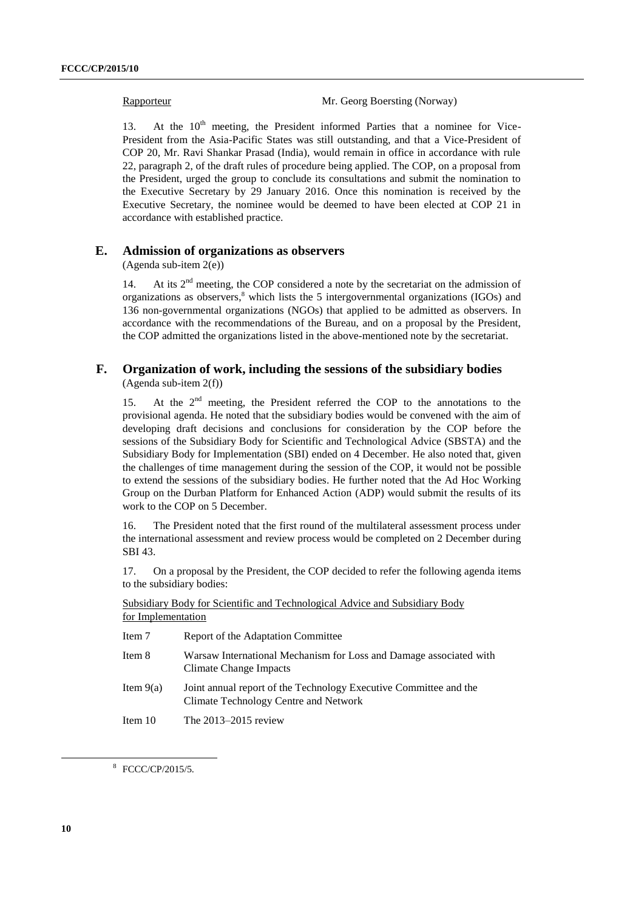| Rapporteur | Mr. Georg Boersting (Norway) |
|---|---|

13. At the 10th meeting, the President informed Parties that a nominee for Vice-President from the Asia-Pacific States was still outstanding, and that a Vice-President of COP 20, Mr. Ravi Shankar Prasad (India), would remain in office in accordance with rule 22, paragraph 2, of the draft rules of procedure being applied. The COP, on a proposal from the President, urged the group to conclude its consultations and submit the nomination to the Executive Secretary by 29 January 2016. Once this nomination is received by the Executive Secretary, the nominee would be deemed to have been elected at COP 21 in accordance with established practice.

## E. Admission of organizations as observers

(Agenda sub-item 2(e))

14. At its 2nd meeting, the COP considered a note by the secretariat on the admission of organizations as observers,[8] which lists the 5 intergovernmental organizations (IGOs) and 136 non-governmental organizations (NGOs) that applied to be admitted as observers. In accordance with the recommendations of the Bureau, and on a proposal by the President, the COP admitted the organizations listed in the above-mentioned note by the secretariat.

## F. Organization of work, including the sessions of the subsidiary bodies

(Agenda sub-item 2(f))

15. At the 2nd meeting, the President referred the COP to the annotations to the provisional agenda. He noted that the subsidiary bodies would be convened with the aim of developing draft decisions and conclusions for consideration by the COP before the sessions of the Subsidiary Body for Scientific and Technological Advice (SBSTA) and the Subsidiary Body for Implementation (SBI) ended on 4 December. He also noted that, given the challenges of time management during the session of the COP, it would not be possible to extend the sessions of the subsidiary bodies. He further noted that the Ad Hoc Working Group on the Durban Platform for Enhanced Action (ADP) would submit the results of its work to the COP on 5 December.

16. The President noted that the first round of the multilateral assessment process under the international assessment and review process would be completed on 2 December during SBI 43.

17. On a proposal by the President, the COP decided to refer the following agenda items to the subsidiary bodies:

Subsidiary Body for Scientific and Technological Advice and Subsidiary Body for Implementation

| | |
|---|---|
| Item 7 | Report of the Adaptation Committee |
| Item 8 | Warsaw International Mechanism for Loss and Damage associated with Climate Change Impacts |
| Item 9(a) | Joint annual report of the Technology Executive Committee and the Climate Technology Centre and Network |
| Item 10 | The 2013–2015 review |

[8] FCCC/CP/2015/5.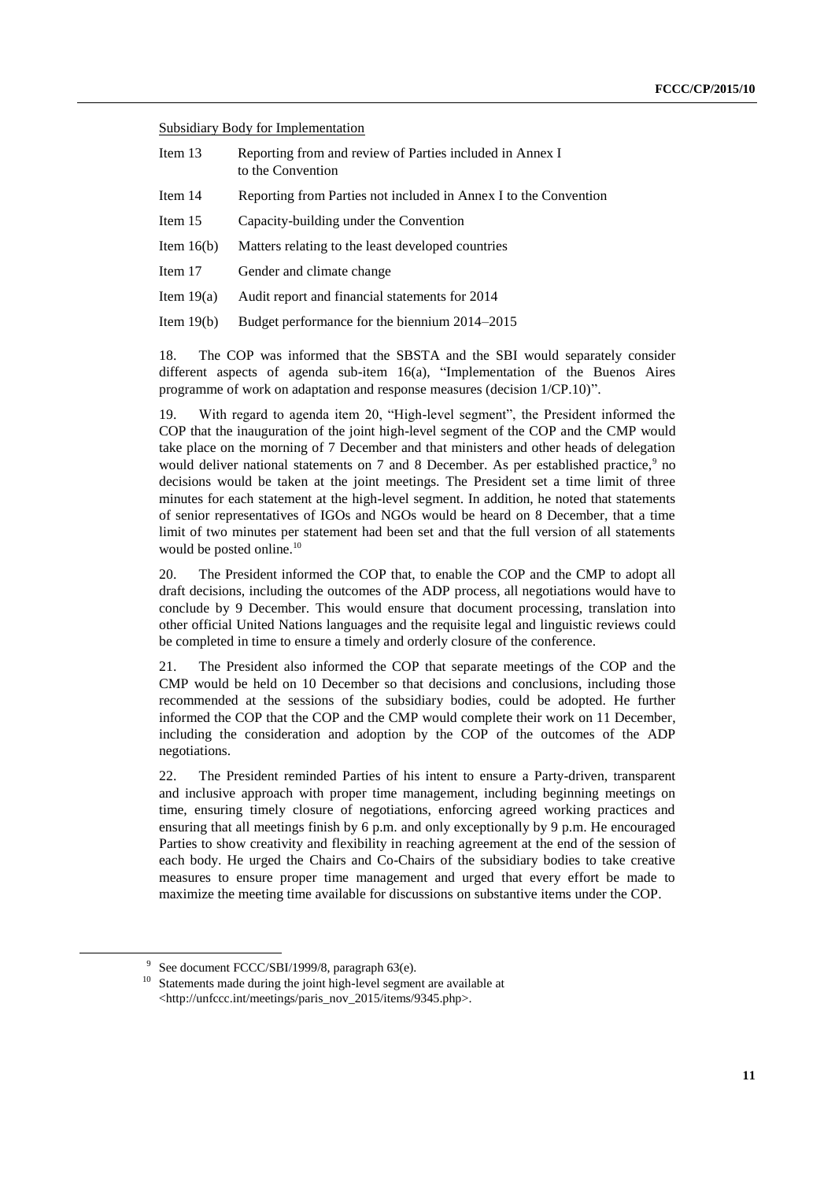Subsidiary Body for Implementation

| | |
|---|---|
| Item 13 | Reporting from and review of Parties included in Annex I to the Convention |
| Item 14 | Reporting from Parties not included in Annex I to the Convention |
| Item 15 | Capacity-building under the Convention |
| Item 16(b) | Matters relating to the least developed countries |
| Item 17 | Gender and climate change |
| Item 19(a) | Audit report and financial statements for 2014 |
| Item 19(b) | Budget performance for the biennium 2014–2015 |

18. The COP was informed that the SBSTA and the SBI would separately consider different aspects of agenda sub-item 16(a), "Implementation of the Buenos Aires programme of work on adaptation and response measures (decision 1/CP.10)".

19. With regard to agenda item 20, "High-level segment", the President informed the COP that the inauguration of the joint high-level segment of the COP and the CMP would take place on the morning of 7 December and that ministers and other heads of delegation would deliver national statements on 7 and 8 December. As per established practice,[9] no decisions would be taken at the joint meetings. The President set a time limit of three minutes for each statement at the high-level segment. In addition, he noted that statements of senior representatives of IGOs and NGOs would be heard on 8 December, that a time limit of two minutes per statement had been set and that the full version of all statements would be posted online.[10]

20. The President informed the COP that, to enable the COP and the CMP to adopt all draft decisions, including the outcomes of the ADP process, all negotiations would have to conclude by 9 December. This would ensure that document processing, translation into other official United Nations languages and the requisite legal and linguistic reviews could be completed in time to ensure a timely and orderly closure of the conference.

21. The President also informed the COP that separate meetings of the COP and the CMP would be held on 10 December so that decisions and conclusions, including those recommended at the sessions of the subsidiary bodies, could be adopted. He further informed the COP that the COP and the CMP would complete their work on 11 December, including the consideration and adoption by the COP of the outcomes of the ADP negotiations.

22. The President reminded Parties of his intent to ensure a Party-driven, transparent and inclusive approach with proper time management, including beginning meetings on time, ensuring timely closure of negotiations, enforcing agreed working practices and ensuring that all meetings finish by 6 p.m. and only exceptionally by 9 p.m. He encouraged Parties to show creativity and flexibility in reaching agreement at the end of the session of each body. He urged the Chairs and Co-Chairs of the subsidiary bodies to take creative measures to ensure proper time management and urged that every effort be made to maximize the meeting time available for discussions on substantive items under the COP.

[9] See document FCCC/SBI/1999/8, paragraph 63(e).

[10] Statements made during the joint high-level segment are available at <http://unfccc.int/meetings/paris_nov_2015/items/9345.php>.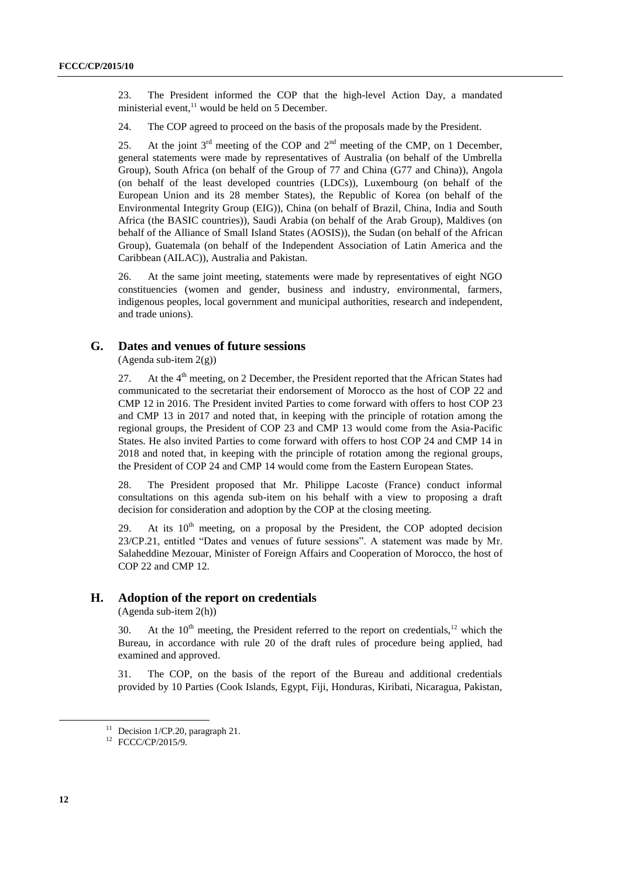23. The President informed the COP that the high-level Action Day, a mandated ministerial event,[11] would be held on 5 December.

24. The COP agreed to proceed on the basis of the proposals made by the President.

25. At the joint 3rd meeting of the COP and 2nd meeting of the CMP, on 1 December, general statements were made by representatives of Australia (on behalf of the Umbrella Group), South Africa (on behalf of the Group of 77 and China (G77 and China)), Angola (on behalf of the least developed countries (LDCs)), Luxembourg (on behalf of the European Union and its 28 member States), the Republic of Korea (on behalf of the Environmental Integrity Group (EIG)), China (on behalf of Brazil, China, India and South Africa (the BASIC countries)), Saudi Arabia (on behalf of the Arab Group), Maldives (on behalf of the Alliance of Small Island States (AOSIS)), the Sudan (on behalf of the African Group), Guatemala (on behalf of the Independent Association of Latin America and the Caribbean (AILAC)), Australia and Pakistan.

26. At the same joint meeting, statements were made by representatives of eight NGO constituencies (women and gender, business and industry, environmental, farmers, indigenous peoples, local government and municipal authorities, research and independent, and trade unions).

## G. Dates and venues of future sessions

(Agenda sub-item 2(g))

27. At the 4th meeting, on 2 December, the President reported that the African States had communicated to the secretariat their endorsement of Morocco as the host of COP 22 and CMP 12 in 2016. The President invited Parties to come forward with offers to host COP 23 and CMP 13 in 2017 and noted that, in keeping with the principle of rotation among the regional groups, the President of COP 23 and CMP 13 would come from the Asia-Pacific States. He also invited Parties to come forward with offers to host COP 24 and CMP 14 in 2018 and noted that, in keeping with the principle of rotation among the regional groups, the President of COP 24 and CMP 14 would come from the Eastern European States.

28. The President proposed that Mr. Philippe Lacoste (France) conduct informal consultations on this agenda sub-item on his behalf with a view to proposing a draft decision for consideration and adoption by the COP at the closing meeting.

29. At its 10th meeting, on a proposal by the President, the COP adopted decision 23/CP.21, entitled "Dates and venues of future sessions". A statement was made by Mr. Salaheddine Mezouar, Minister of Foreign Affairs and Cooperation of Morocco, the host of COP 22 and CMP 12.

## H. Adoption of the report on credentials

(Agenda sub-item 2(h))

30. At the 10th meeting, the President referred to the report on credentials,[12] which the Bureau, in accordance with rule 20 of the draft rules of procedure being applied, had examined and approved.

31. The COP, on the basis of the report of the Bureau and additional credentials provided by 10 Parties (Cook Islands, Egypt, Fiji, Honduras, Kiribati, Nicaragua, Pakistan,

---

[11] Decision 1/CP.20, paragraph 21.

[12] FCCC/CP/2015/9.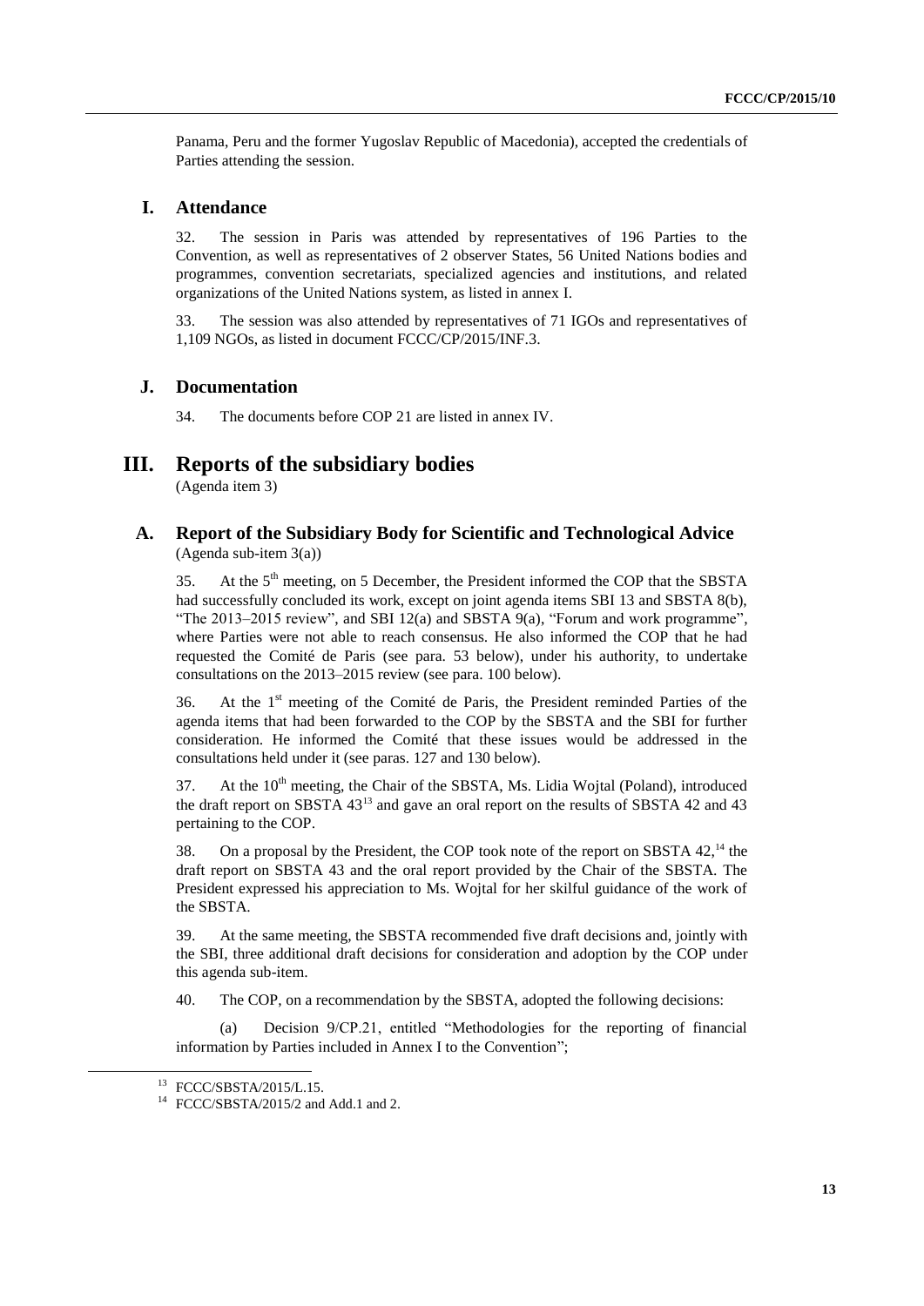Panama, Peru and the former Yugoslav Republic of Macedonia), accepted the credentials of Parties attending the session.

### I. Attendance

32. The session in Paris was attended by representatives of 196 Parties to the Convention, as well as representatives of 2 observer States, 56 United Nations bodies and programmes, convention secretariats, specialized agencies and institutions, and related organizations of the United Nations system, as listed in annex I.

33. The session was also attended by representatives of 71 IGOs and representatives of 1,109 NGOs, as listed in document FCCC/CP/2015/INF.3.

### J. Documentation

34. The documents before COP 21 are listed in annex IV.

## III. Reports of the subsidiary bodies

(Agenda item 3)

### A. Report of the Subsidiary Body for Scientific and Technological Advice

(Agenda sub-item 3(a))

35. At the 5th meeting, on 5 December, the President informed the COP that the SBSTA had successfully concluded its work, except on joint agenda items SBI 13 and SBSTA 8(b), "The 2013–2015 review", and SBI 12(a) and SBSTA 9(a), "Forum and work programme", where Parties were not able to reach consensus. He also informed the COP that he had requested the Comité de Paris (see para. 53 below), under his authority, to undertake consultations on the 2013–2015 review (see para. 100 below).

36. At the 1st meeting of the Comité de Paris, the President reminded Parties of the agenda items that had been forwarded to the COP by the SBSTA and the SBI for further consideration. He informed the Comité that these issues would be addressed in the consultations held under it (see paras. 127 and 130 below).

37. At the 10th meeting, the Chair of the SBSTA, Ms. Lidia Wojtal (Poland), introduced the draft report on SBSTA 43[13] and gave an oral report on the results of SBSTA 42 and 43 pertaining to the COP.

38. On a proposal by the President, the COP took note of the report on SBSTA 42,[14] the draft report on SBSTA 43 and the oral report provided by the Chair of the SBSTA. The President expressed his appreciation to Ms. Wojtal for her skilful guidance of the work of the SBSTA.

39. At the same meeting, the SBSTA recommended five draft decisions and, jointly with the SBI, three additional draft decisions for consideration and adoption by the COP under this agenda sub-item.

40. The COP, on a recommendation by the SBSTA, adopted the following decisions:

(a) Decision 9/CP.21, entitled "Methodologies for the reporting of financial information by Parties included in Annex I to the Convention";

[13] FCCC/SBSTA/2015/L.15.

[14] FCCC/SBSTA/2015/2 and Add.1 and 2.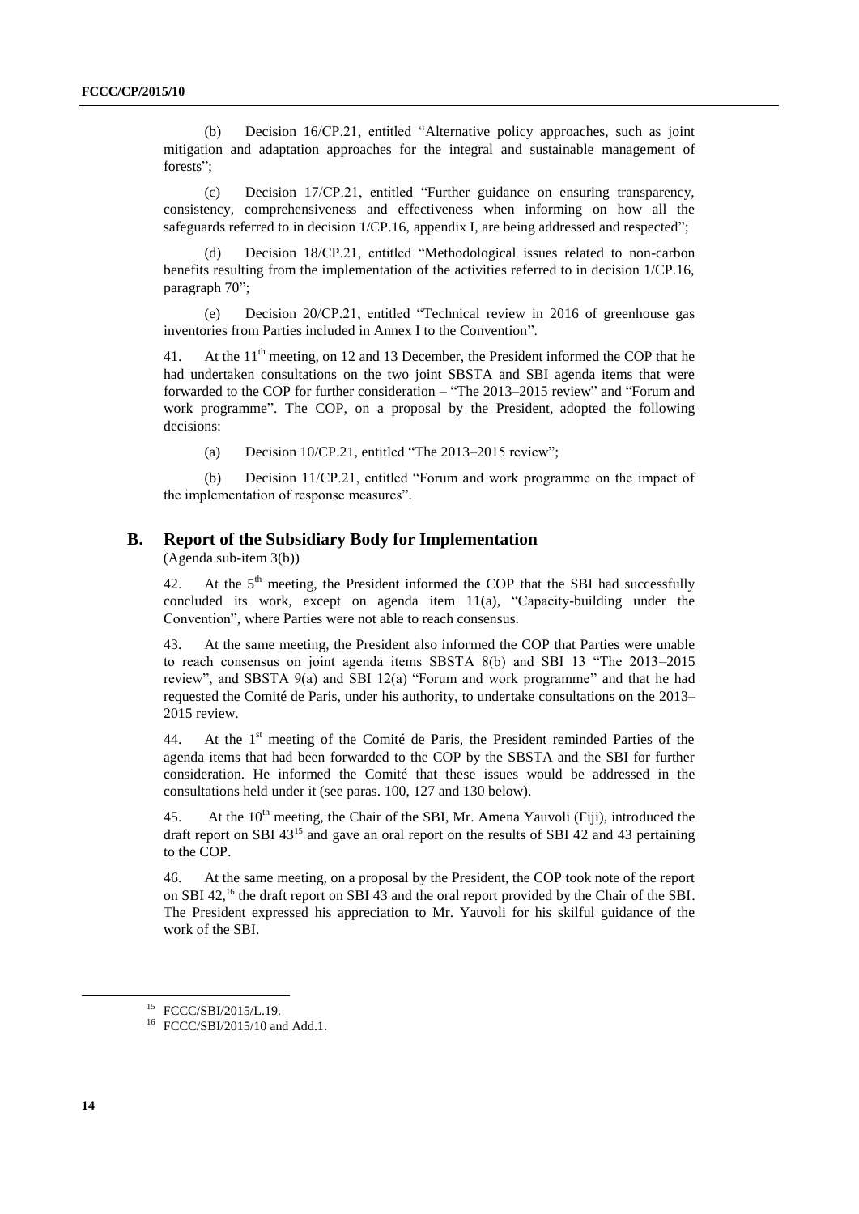(b) Decision 16/CP.21, entitled "Alternative policy approaches, such as joint mitigation and adaptation approaches for the integral and sustainable management of forests";

(c) Decision 17/CP.21, entitled "Further guidance on ensuring transparency, consistency, comprehensiveness and effectiveness when informing on how all the safeguards referred to in decision 1/CP.16, appendix I, are being addressed and respected";

(d) Decision 18/CP.21, entitled "Methodological issues related to non-carbon benefits resulting from the implementation of the activities referred to in decision 1/CP.16, paragraph 70";

(e) Decision 20/CP.21, entitled "Technical review in 2016 of greenhouse gas inventories from Parties included in Annex I to the Convention".

41. At the 11th meeting, on 12 and 13 December, the President informed the COP that he had undertaken consultations on the two joint SBSTA and SBI agenda items that were forwarded to the COP for further consideration – "The 2013–2015 review" and "Forum and work programme". The COP, on a proposal by the President, adopted the following decisions:

(a) Decision 10/CP.21, entitled "The 2013–2015 review";

(b) Decision 11/CP.21, entitled "Forum and work programme on the impact of the implementation of response measures".

## B. Report of the Subsidiary Body for Implementation

(Agenda sub-item 3(b))

42. At the 5th meeting, the President informed the COP that the SBI had successfully concluded its work, except on agenda item 11(a), "Capacity-building under the Convention", where Parties were not able to reach consensus.

43. At the same meeting, the President also informed the COP that Parties were unable to reach consensus on joint agenda items SBSTA 8(b) and SBI 13 "The 2013–2015 review", and SBSTA 9(a) and SBI 12(a) "Forum and work programme" and that he had requested the Comité de Paris, under his authority, to undertake consultations on the 2013–2015 review.

44. At the 1st meeting of the Comité de Paris, the President reminded Parties of the agenda items that had been forwarded to the COP by the SBSTA and the SBI for further consideration. He informed the Comité that these issues would be addressed in the consultations held under it (see paras. 100, 127 and 130 below).

45. At the 10th meeting, the Chair of the SBI, Mr. Amena Yauvoli (Fiji), introduced the draft report on SBI 43[15] and gave an oral report on the results of SBI 42 and 43 pertaining to the COP.

46. At the same meeting, on a proposal by the President, the COP took note of the report on SBI 42,[16] the draft report on SBI 43 and the oral report provided by the Chair of the SBI. The President expressed his appreciation to Mr. Yauvoli for his skilful guidance of the work of the SBI.

---

[15] FCCC/SBI/2015/L.19.

[16] FCCC/SBI/2015/10 and Add.1.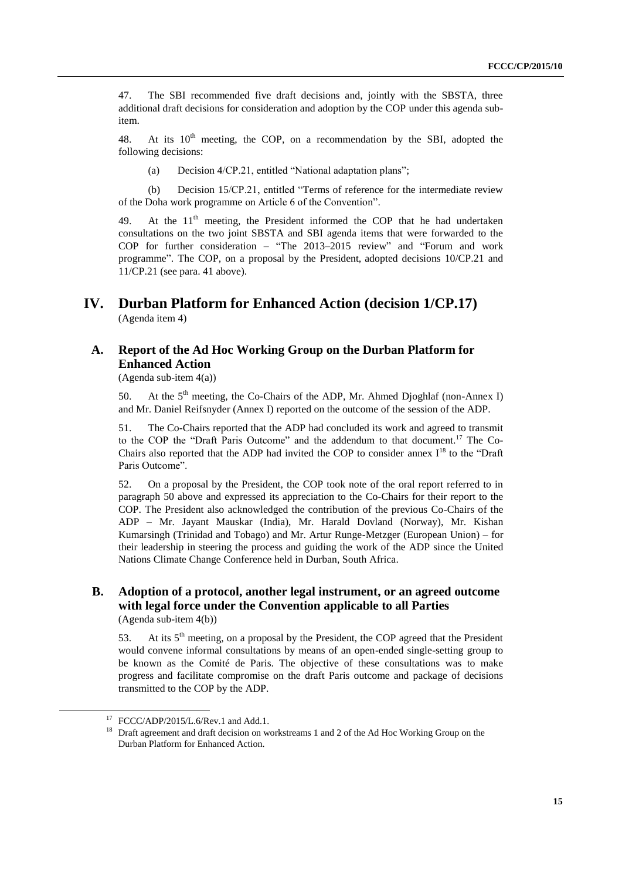47. The SBI recommended five draft decisions and, jointly with the SBSTA, three additional draft decisions for consideration and adoption by the COP under this agenda sub-item.

48. At its 10th meeting, the COP, on a recommendation by the SBI, adopted the following decisions:

(a) Decision 4/CP.21, entitled "National adaptation plans";

(b) Decision 15/CP.21, entitled "Terms of reference for the intermediate review of the Doha work programme on Article 6 of the Convention".

49. At the 11th meeting, the President informed the COP that he had undertaken consultations on the two joint SBSTA and SBI agenda items that were forwarded to the COP for further consideration – "The 2013–2015 review" and "Forum and work programme". The COP, on a proposal by the President, adopted decisions 10/CP.21 and 11/CP.21 (see para. 41 above).

# IV. Durban Platform for Enhanced Action (decision 1/CP.17)

(Agenda item 4)

## A. Report of the Ad Hoc Working Group on the Durban Platform for Enhanced Action

(Agenda sub-item 4(a))

50. At the 5th meeting, the Co-Chairs of the ADP, Mr. Ahmed Djoghlaf (non-Annex I) and Mr. Daniel Reifsnyder (Annex I) reported on the outcome of the session of the ADP.

51. The Co-Chairs reported that the ADP had concluded its work and agreed to transmit to the COP the "Draft Paris Outcome" and the addendum to that document.[17] The Co-Chairs also reported that the ADP had invited the COP to consider annex I[18] to the "Draft Paris Outcome".

52. On a proposal by the President, the COP took note of the oral report referred to in paragraph 50 above and expressed its appreciation to the Co-Chairs for their report to the COP. The President also acknowledged the contribution of the previous Co-Chairs of the ADP – Mr. Jayant Mauskar (India), Mr. Harald Dovland (Norway), Mr. Kishan Kumarsingh (Trinidad and Tobago) and Mr. Artur Runge-Metzger (European Union) – for their leadership in steering the process and guiding the work of the ADP since the United Nations Climate Change Conference held in Durban, South Africa.

## B. Adoption of a protocol, another legal instrument, or an agreed outcome with legal force under the Convention applicable to all Parties

(Agenda sub-item 4(b))

53. At its 5th meeting, on a proposal by the President, the COP agreed that the President would convene informal consultations by means of an open-ended single-setting group to be known as the Comité de Paris. The objective of these consultations was to make progress and facilitate compromise on the draft Paris outcome and package of decisions transmitted to the COP by the ADP.

---

[17] FCCC/ADP/2015/L.6/Rev.1 and Add.1.

[18] Draft agreement and draft decision on workstreams 1 and 2 of the Ad Hoc Working Group on the Durban Platform for Enhanced Action.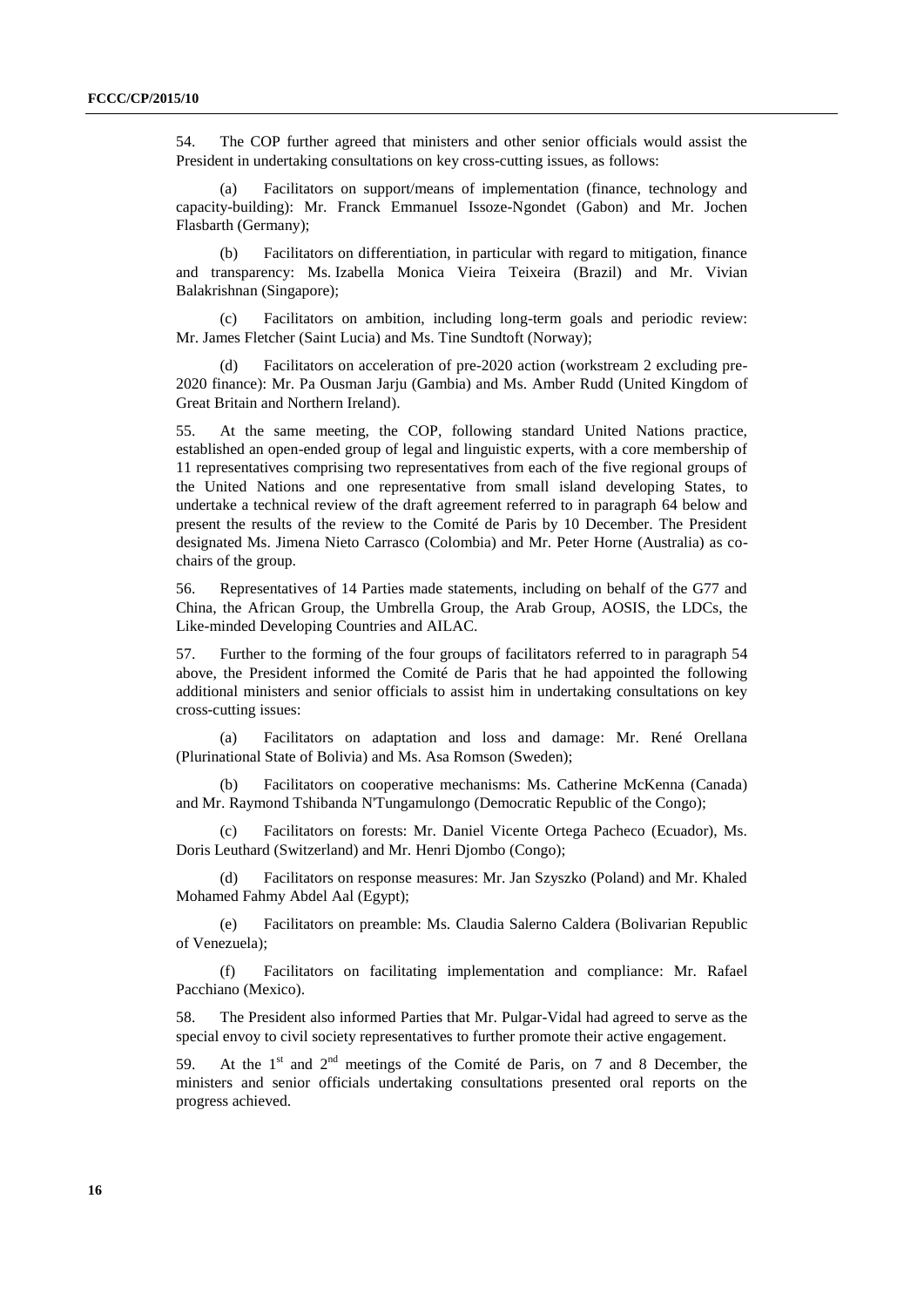54. The COP further agreed that ministers and other senior officials would assist the President in undertaking consultations on key cross-cutting issues, as follows:

(a) Facilitators on support/means of implementation (finance, technology and capacity-building): Mr. Franck Emmanuel Issoze-Ngondet (Gabon) and Mr. Jochen Flasbarth (Germany);

(b) Facilitators on differentiation, in particular with regard to mitigation, finance and transparency: Ms. Izabella Monica Vieira Teixeira (Brazil) and Mr. Vivian Balakrishnan (Singapore);

(c) Facilitators on ambition, including long-term goals and periodic review: Mr. James Fletcher (Saint Lucia) and Ms. Tine Sundtoft (Norway);

(d) Facilitators on acceleration of pre-2020 action (workstream 2 excluding pre-2020 finance): Mr. Pa Ousman Jarju (Gambia) and Ms. Amber Rudd (United Kingdom of Great Britain and Northern Ireland).

55. At the same meeting, the COP, following standard United Nations practice, established an open-ended group of legal and linguistic experts, with a core membership of 11 representatives comprising two representatives from each of the five regional groups of the United Nations and one representative from small island developing States, to undertake a technical review of the draft agreement referred to in paragraph 64 below and present the results of the review to the Comité de Paris by 10 December. The President designated Ms. Jimena Nieto Carrasco (Colombia) and Mr. Peter Horne (Australia) as co-chairs of the group.

56. Representatives of 14 Parties made statements, including on behalf of the G77 and China, the African Group, the Umbrella Group, the Arab Group, AOSIS, the LDCs, the Like-minded Developing Countries and AILAC.

57. Further to the forming of the four groups of facilitators referred to in paragraph 54 above, the President informed the Comité de Paris that he had appointed the following additional ministers and senior officials to assist him in undertaking consultations on key cross-cutting issues:

(a) Facilitators on adaptation and loss and damage: Mr. René Orellana (Plurinational State of Bolivia) and Ms. Asa Romson (Sweden);

(b) Facilitators on cooperative mechanisms: Ms. Catherine McKenna (Canada) and Mr. Raymond Tshibanda N'Tungamulongo (Democratic Republic of the Congo);

(c) Facilitators on forests: Mr. Daniel Vicente Ortega Pacheco (Ecuador), Ms. Doris Leuthard (Switzerland) and Mr. Henri Djombo (Congo);

(d) Facilitators on response measures: Mr. Jan Szyszko (Poland) and Mr. Khaled Mohamed Fahmy Abdel Aal (Egypt);

(e) Facilitators on preamble: Ms. Claudia Salerno Caldera (Bolivarian Republic of Venezuela);

(f) Facilitators on facilitating implementation and compliance: Mr. Rafael Pacchiano (Mexico).

58. The President also informed Parties that Mr. Pulgar-Vidal had agreed to serve as the special envoy to civil society representatives to further promote their active engagement.

59. At the 1st and 2nd meetings of the Comité de Paris, on 7 and 8 December, the ministers and senior officials undertaking consultations presented oral reports on the progress achieved.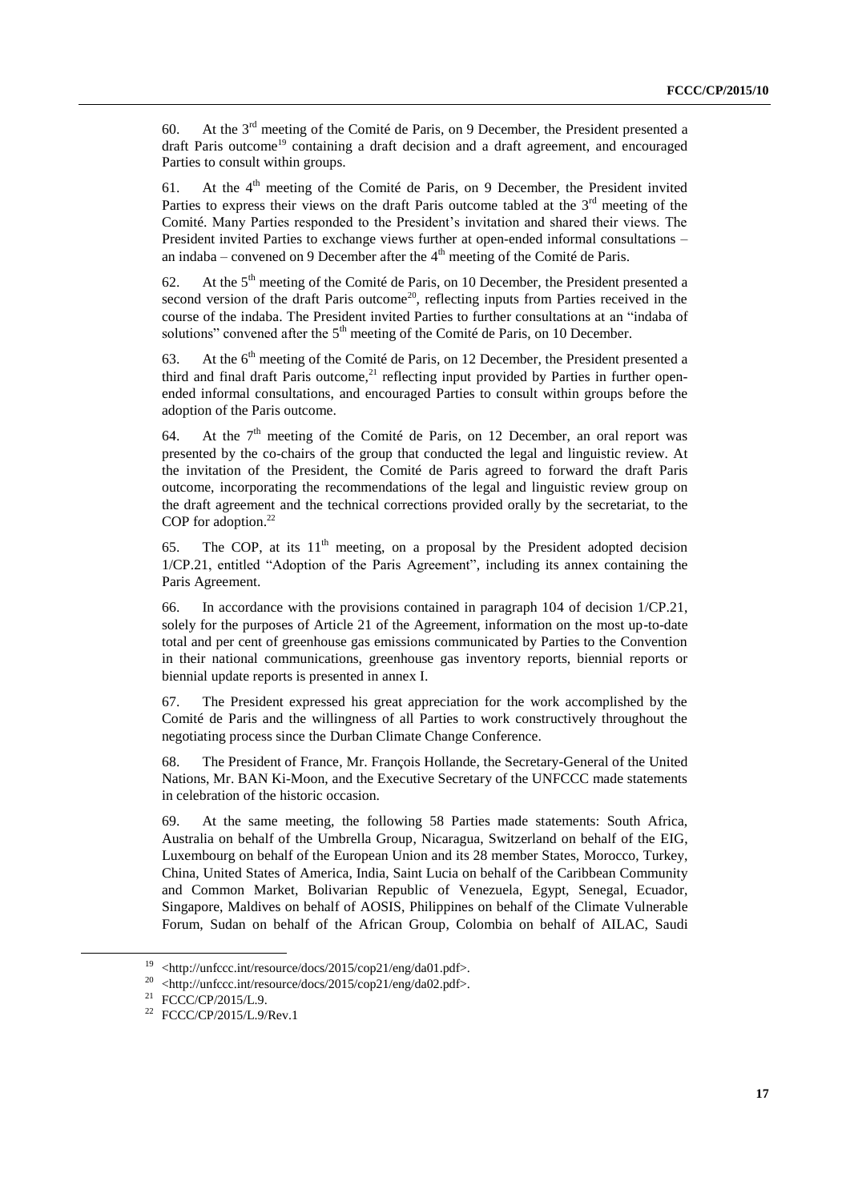60. At the 3rd meeting of the Comité de Paris, on 9 December, the President presented a draft Paris outcome[19] containing a draft decision and a draft agreement, and encouraged Parties to consult within groups.

61. At the 4th meeting of the Comité de Paris, on 9 December, the President invited Parties to express their views on the draft Paris outcome tabled at the 3rd meeting of the Comité. Many Parties responded to the President's invitation and shared their views. The President invited Parties to exchange views further at open-ended informal consultations – an indaba – convened on 9 December after the 4th meeting of the Comité de Paris.

62. At the 5th meeting of the Comité de Paris, on 10 December, the President presented a second version of the draft Paris outcome[20], reflecting inputs from Parties received in the course of the indaba. The President invited Parties to further consultations at an "indaba of solutions" convened after the 5th meeting of the Comité de Paris, on 10 December.

63. At the 6th meeting of the Comité de Paris, on 12 December, the President presented a third and final draft Paris outcome,[21] reflecting input provided by Parties in further open-ended informal consultations, and encouraged Parties to consult within groups before the adoption of the Paris outcome.

64. At the 7th meeting of the Comité de Paris, on 12 December, an oral report was presented by the co-chairs of the group that conducted the legal and linguistic review. At the invitation of the President, the Comité de Paris agreed to forward the draft Paris outcome, incorporating the recommendations of the legal and linguistic review group on the draft agreement and the technical corrections provided orally by the secretariat, to the COP for adoption.[22]

65. The COP, at its 11th meeting, on a proposal by the President adopted decision 1/CP.21, entitled "Adoption of the Paris Agreement", including its annex containing the Paris Agreement.

66. In accordance with the provisions contained in paragraph 104 of decision 1/CP.21, solely for the purposes of Article 21 of the Agreement, information on the most up-to-date total and per cent of greenhouse gas emissions communicated by Parties to the Convention in their national communications, greenhouse gas inventory reports, biennial reports or biennial update reports is presented in annex I.

67. The President expressed his great appreciation for the work accomplished by the Comité de Paris and the willingness of all Parties to work constructively throughout the negotiating process since the Durban Climate Change Conference.

68. The President of France, Mr. François Hollande, the Secretary-General of the United Nations, Mr. BAN Ki-Moon, and the Executive Secretary of the UNFCCC made statements in celebration of the historic occasion.

69. At the same meeting, the following 58 Parties made statements: South Africa, Australia on behalf of the Umbrella Group, Nicaragua, Switzerland on behalf of the EIG, Luxembourg on behalf of the European Union and its 28 member States, Morocco, Turkey, China, United States of America, India, Saint Lucia on behalf of the Caribbean Community and Common Market, Bolivarian Republic of Venezuela, Egypt, Senegal, Ecuador, Singapore, Maldives on behalf of AOSIS, Philippines on behalf of the Climate Vulnerable Forum, Sudan on behalf of the African Group, Colombia on behalf of AILAC, Saudi

---

[19] <http://unfccc.int/resource/docs/2015/cop21/eng/da01.pdf>.

[20] <http://unfccc.int/resource/docs/2015/cop21/eng/da02.pdf>.

[21] FCCC/CP/2015/L.9.

[22] FCCC/CP/2015/L.9/Rev.1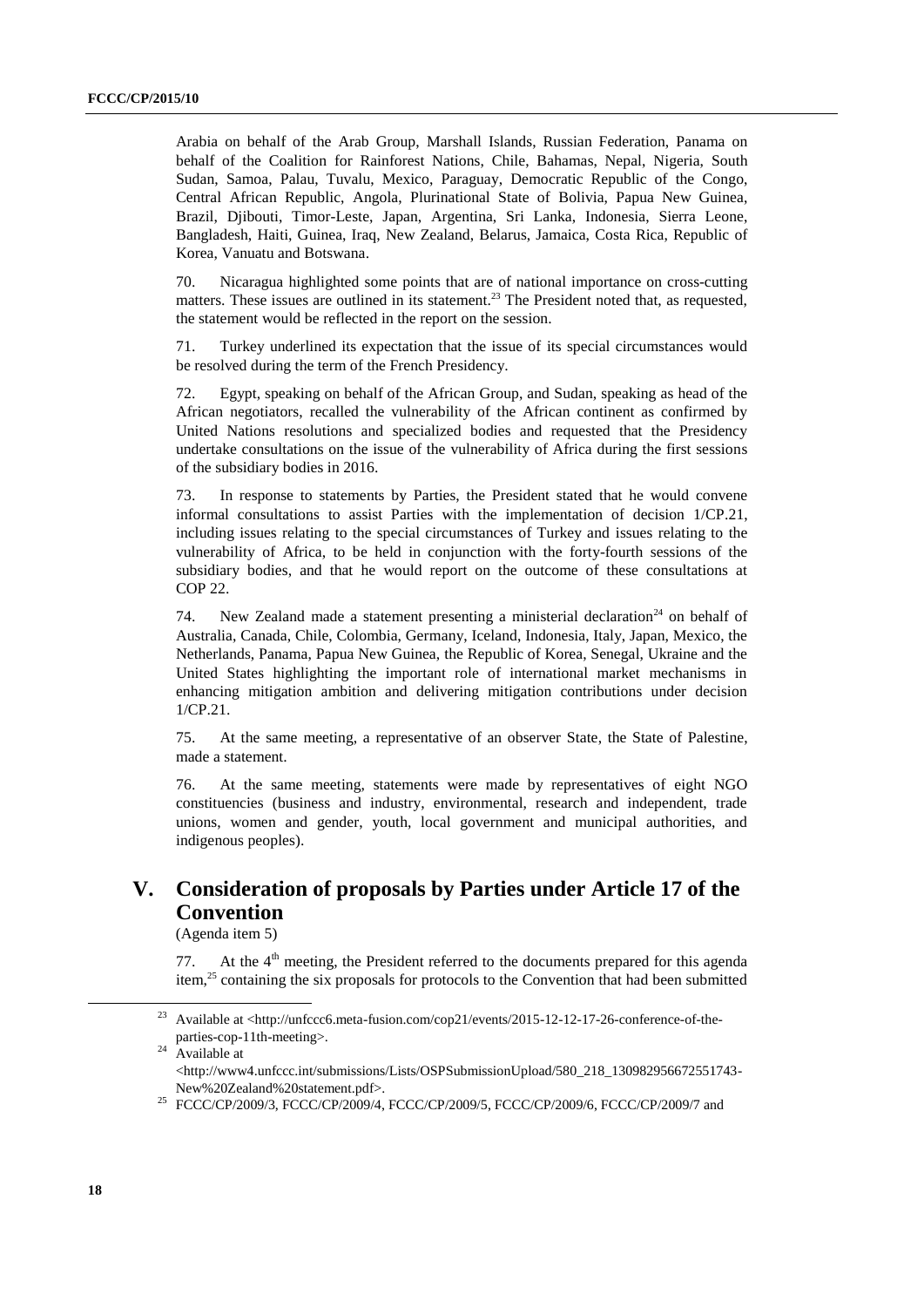Arabia on behalf of the Arab Group, Marshall Islands, Russian Federation, Panama on behalf of the Coalition for Rainforest Nations, Chile, Bahamas, Nepal, Nigeria, South Sudan, Samoa, Palau, Tuvalu, Mexico, Paraguay, Democratic Republic of the Congo, Central African Republic, Angola, Plurinational State of Bolivia, Papua New Guinea, Brazil, Djibouti, Timor-Leste, Japan, Argentina, Sri Lanka, Indonesia, Sierra Leone, Bangladesh, Haiti, Guinea, Iraq, New Zealand, Belarus, Jamaica, Costa Rica, Republic of Korea, Vanuatu and Botswana.

70. Nicaragua highlighted some points that are of national importance on cross-cutting matters. These issues are outlined in its statement.[23] The President noted that, as requested, the statement would be reflected in the report on the session.

71. Turkey underlined its expectation that the issue of its special circumstances would be resolved during the term of the French Presidency.

72. Egypt, speaking on behalf of the African Group, and Sudan, speaking as head of the African negotiators, recalled the vulnerability of the African continent as confirmed by United Nations resolutions and specialized bodies and requested that the Presidency undertake consultations on the issue of the vulnerability of Africa during the first sessions of the subsidiary bodies in 2016.

73. In response to statements by Parties, the President stated that he would convene informal consultations to assist Parties with the implementation of decision 1/CP.21, including issues relating to the special circumstances of Turkey and issues relating to the vulnerability of Africa, to be held in conjunction with the forty-fourth sessions of the subsidiary bodies, and that he would report on the outcome of these consultations at COP 22.

74. New Zealand made a statement presenting a ministerial declaration[24] on behalf of Australia, Canada, Chile, Colombia, Germany, Iceland, Indonesia, Italy, Japan, Mexico, the Netherlands, Panama, Papua New Guinea, the Republic of Korea, Senegal, Ukraine and the United States highlighting the important role of international market mechanisms in enhancing mitigation ambition and delivering mitigation contributions under decision 1/CP.21.

75. At the same meeting, a representative of an observer State, the State of Palestine, made a statement.

76. At the same meeting, statements were made by representatives of eight NGO constituencies (business and industry, environmental, research and independent, trade unions, women and gender, youth, local government and municipal authorities, and indigenous peoples).

## V. Consideration of proposals by Parties under Article 17 of the Convention

(Agenda item 5)

77. At the 4th meeting, the President referred to the documents prepared for this agenda item,[25] containing the six proposals for protocols to the Convention that had been submitted

---

[23] Available at <http://unfccc6.meta-fusion.com/cop21/events/2015-12-12-17-26-conference-of-the-parties-cop-11th-meeting>.

[24] Available at <http://www4.unfccc.int/submissions/Lists/OSPSubmissionUpload/580_218_130982956672551743-New%20Zealand%20statement.pdf>.

[25] FCCC/CP/2009/3, FCCC/CP/2009/4, FCCC/CP/2009/5, FCCC/CP/2009/6, FCCC/CP/2009/7 and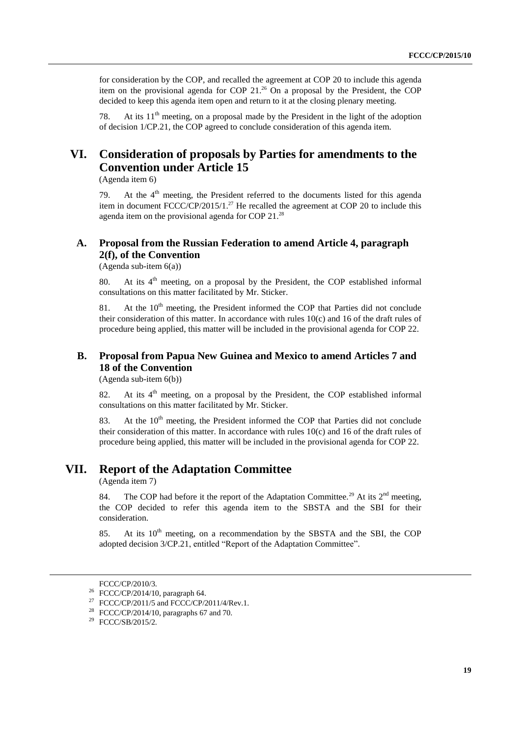for consideration by the COP, and recalled the agreement at COP 20 to include this agenda item on the provisional agenda for COP 21.[26] On a proposal by the President, the COP decided to keep this agenda item open and return to it at the closing plenary meeting.

78. At its 11th meeting, on a proposal made by the President in the light of the adoption of decision 1/CP.21, the COP agreed to conclude consideration of this agenda item.

# VI. Consideration of proposals by Parties for amendments to the Convention under Article 15

(Agenda item 6)

79. At the 4th meeting, the President referred to the documents listed for this agenda item in document FCCC/CP/2015/1.[27] He recalled the agreement at COP 20 to include this agenda item on the provisional agenda for COP 21.[28]

## A. Proposal from the Russian Federation to amend Article 4, paragraph 2(f), of the Convention

(Agenda sub-item 6(a))

80. At its 4th meeting, on a proposal by the President, the COP established informal consultations on this matter facilitated by Mr. Sticker.

81. At the 10th meeting, the President informed the COP that Parties did not conclude their consideration of this matter. In accordance with rules 10(c) and 16 of the draft rules of procedure being applied, this matter will be included in the provisional agenda for COP 22.

## B. Proposal from Papua New Guinea and Mexico to amend Articles 7 and 18 of the Convention

(Agenda sub-item 6(b))

82. At its 4th meeting, on a proposal by the President, the COP established informal consultations on this matter facilitated by Mr. Sticker.

83. At the 10th meeting, the President informed the COP that Parties did not conclude their consideration of this matter. In accordance with rules 10(c) and 16 of the draft rules of procedure being applied, this matter will be included in the provisional agenda for COP 22.

# VII. Report of the Adaptation Committee

(Agenda item 7)

84. The COP had before it the report of the Adaptation Committee.[29] At its 2nd meeting, the COP decided to refer this agenda item to the SBSTA and the SBI for their consideration.

85. At its 10th meeting, on a recommendation by the SBSTA and the SBI, the COP adopted decision 3/CP.21, entitled "Report of the Adaptation Committee".

---

FCCC/CP/2010/3.

[26] FCCC/CP/2014/10, paragraph 64.

[27] FCCC/CP/2011/5 and FCCC/CP/2011/4/Rev.1.

[28] FCCC/CP/2014/10, paragraphs 67 and 70.

[29] FCCC/SB/2015/2.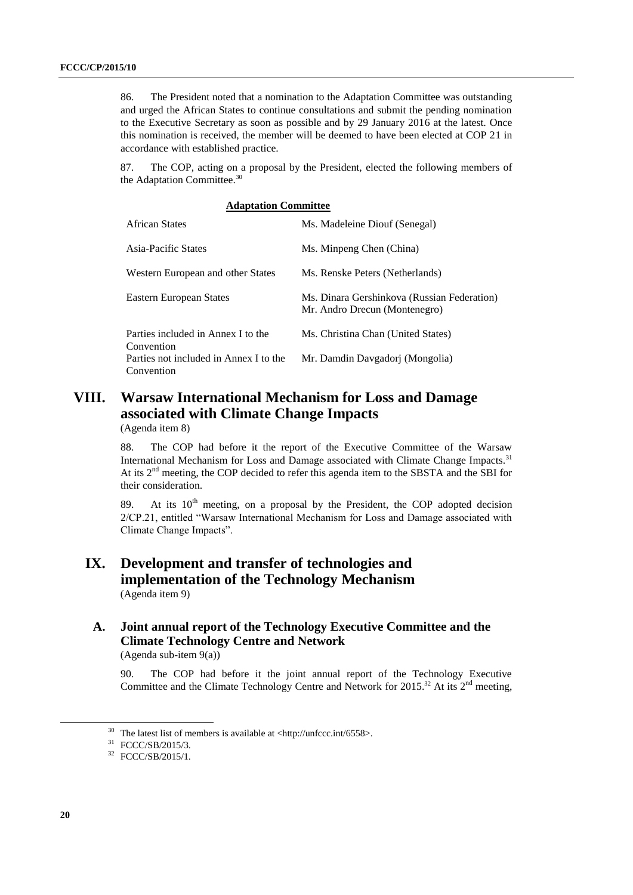86. The President noted that a nomination to the Adaptation Committee was outstanding and urged the African States to continue consultations and submit the pending nomination to the Executive Secretary as soon as possible and by 29 January 2016 at the latest. Once this nomination is received, the member will be deemed to have been elected at COP 21 in accordance with established practice.

87. The COP, acting on a proposal by the President, elected the following members of the Adaptation Committee.[30]

**Adaptation Committee**

| | |
|---|---|
| African States | Ms. Madeleine Diouf (Senegal) |
| Asia-Pacific States | Ms. Minpeng Chen (China) |
| Western European and other States | Ms. Renske Peters (Netherlands) |
| Eastern European States | Ms. Dinara Gershinkova (Russian Federation)<br>Mr. Andro Drecun (Montenegro) |
| Parties included in Annex I to the Convention | Ms. Christina Chan (United States) |
| Parties not included in Annex I to the Convention | Mr. Damdin Davgadorj (Mongolia) |

# VIII. Warsaw International Mechanism for Loss and Damage associated with Climate Change Impacts

(Agenda item 8)

88. The COP had before it the report of the Executive Committee of the Warsaw International Mechanism for Loss and Damage associated with Climate Change Impacts.[31] At its 2nd meeting, the COP decided to refer this agenda item to the SBSTA and the SBI for their consideration.

89. At its 10th meeting, on a proposal by the President, the COP adopted decision 2/CP.21, entitled "Warsaw International Mechanism for Loss and Damage associated with Climate Change Impacts".

# IX. Development and transfer of technologies and implementation of the Technology Mechanism

(Agenda item 9)

## A. Joint annual report of the Technology Executive Committee and the Climate Technology Centre and Network

(Agenda sub-item 9(a))

90. The COP had before it the joint annual report of the Technology Executive Committee and the Climate Technology Centre and Network for 2015.[32] At its 2nd meeting,

---

[30] The latest list of members is available at <http://unfccc.int/6558>.

[31] FCCC/SB/2015/3.

[32] FCCC/SB/2015/1.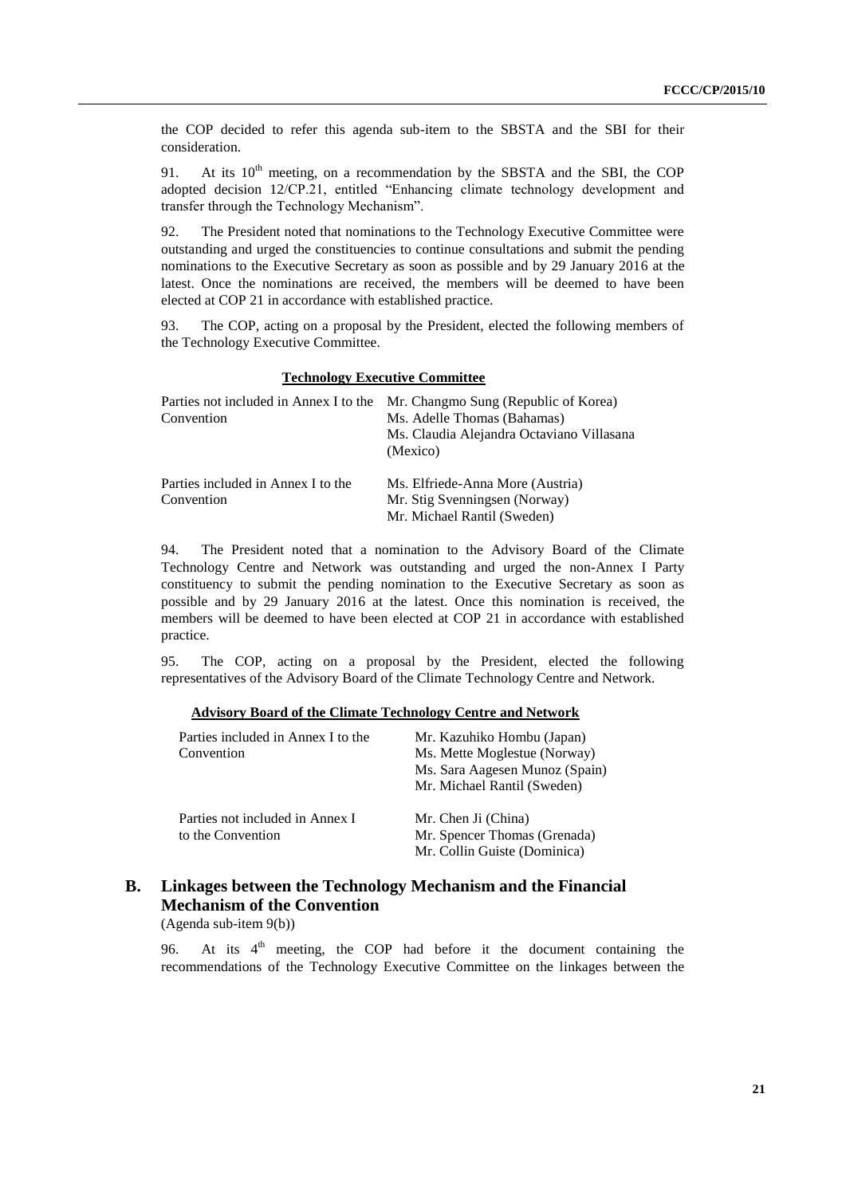the COP decided to refer this agenda sub-item to the SBSTA and the SBI for their consideration.

91. At its 10th meeting, on a recommendation by the SBSTA and the SBI, the COP adopted decision 12/CP.21, entitled "Enhancing climate technology development and transfer through the Technology Mechanism".

92. The President noted that nominations to the Technology Executive Committee were outstanding and urged the constituencies to continue consultations and submit the pending nominations to the Executive Secretary as soon as possible and by 29 January 2016 at the latest. Once the nominations are received, the members will be deemed to have been elected at COP 21 in accordance with established practice.

93. The COP, acting on a proposal by the President, elected the following members of the Technology Executive Committee.

**Technology Executive Committee**

| | |
|---|---|
| Parties not included in Annex I to the Convention | Mr. Changmo Sung (Republic of Korea)<br>Ms. Adelle Thomas (Bahamas)<br>Ms. Claudia Alejandra Octaviano Villasana (Mexico) |
| Parties included in Annex I to the Convention | Ms. Elfriede-Anna More (Austria)<br>Mr. Stig Svenningsen (Norway)<br>Mr. Michael Rantil (Sweden) |

94. The President noted that a nomination to the Advisory Board of the Climate Technology Centre and Network was outstanding and urged the non-Annex I Party constituency to submit the pending nomination to the Executive Secretary as soon as possible and by 29 January 2016 at the latest. Once this nomination is received, the members will be deemed to have been elected at COP 21 in accordance with established practice.

95. The COP, acting on a proposal by the President, elected the following representatives of the Advisory Board of the Climate Technology Centre and Network.

**Advisory Board of the Climate Technology Centre and Network**

| | |
|---|---|
| Parties included in Annex I to the Convention | Mr. Kazuhiko Hombu (Japan)<br>Ms. Mette Moglestue (Norway)<br>Ms. Sara Aagesen Munoz (Spain)<br>Mr. Michael Rantil (Sweden) |
| Parties not included in Annex I to the Convention | Mr. Chen Ji (China)<br>Mr. Spencer Thomas (Grenada)<br>Mr. Collin Guiste (Dominica) |

## B. Linkages between the Technology Mechanism and the Financial Mechanism of the Convention

(Agenda sub-item 9(b))

96. At its 4th meeting, the COP had before it the document containing the recommendations of the Technology Executive Committee on the linkages between the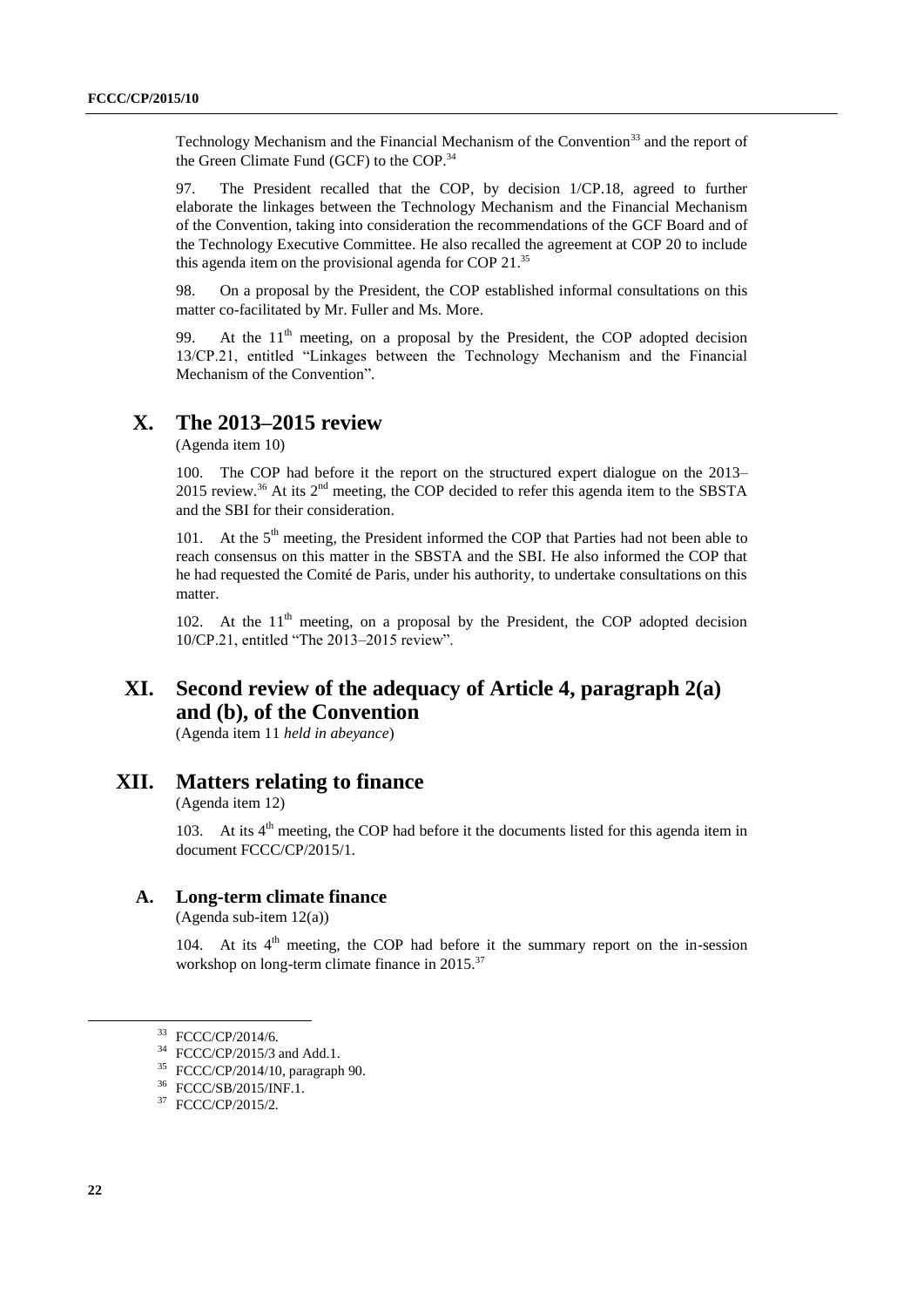Technology Mechanism and the Financial Mechanism of the Convention[33] and the report of the Green Climate Fund (GCF) to the COP.[34]

97. The President recalled that the COP, by decision 1/CP.18, agreed to further elaborate the linkages between the Technology Mechanism and the Financial Mechanism of the Convention, taking into consideration the recommendations of the GCF Board and of the Technology Executive Committee. He also recalled the agreement at COP 20 to include this agenda item on the provisional agenda for COP 21.[35]

98. On a proposal by the President, the COP established informal consultations on this matter co-facilitated by Mr. Fuller and Ms. More.

99. At the 11th meeting, on a proposal by the President, the COP adopted decision 13/CP.21, entitled "Linkages between the Technology Mechanism and the Financial Mechanism of the Convention".

# X. The 2013–2015 review

(Agenda item 10)

100. The COP had before it the report on the structured expert dialogue on the 2013–2015 review.[36] At its 2nd meeting, the COP decided to refer this agenda item to the SBSTA and the SBI for their consideration.

101. At the 5th meeting, the President informed the COP that Parties had not been able to reach consensus on this matter in the SBSTA and the SBI. He also informed the COP that he had requested the Comité de Paris, under his authority, to undertake consultations on this matter.

102. At the 11th meeting, on a proposal by the President, the COP adopted decision 10/CP.21, entitled "The 2013–2015 review".

# XI. Second review of the adequacy of Article 4, paragraph 2(a) and (b), of the Convention

(Agenda item 11 *held in abeyance*)

# XII. Matters relating to finance

(Agenda item 12)

103. At its 4th meeting, the COP had before it the documents listed for this agenda item in document FCCC/CP/2015/1.

## A. Long-term climate finance

(Agenda sub-item 12(a))

104. At its 4th meeting, the COP had before it the summary report on the in-session workshop on long-term climate finance in 2015.[37]

---

[33] FCCC/CP/2014/6.

[34] FCCC/CP/2015/3 and Add.1.

[35] FCCC/CP/2014/10, paragraph 90.

[36] FCCC/SB/2015/INF.1.

[37] FCCC/CP/2015/2.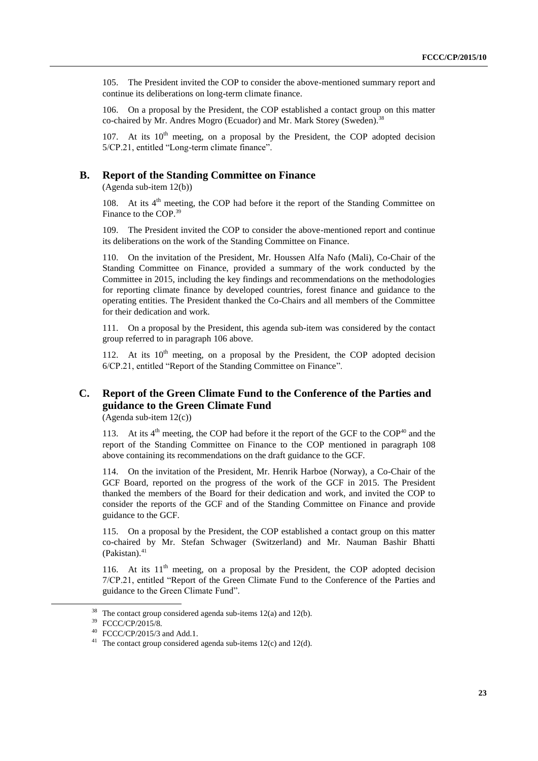105. The President invited the COP to consider the above-mentioned summary report and continue its deliberations on long-term climate finance.

106. On a proposal by the President, the COP established a contact group on this matter co-chaired by Mr. Andres Mogro (Ecuador) and Mr. Mark Storey (Sweden).[38]

107. At its 10[th] meeting, on a proposal by the President, the COP adopted decision 5/CP.21, entitled "Long-term climate finance".

## B. Report of the Standing Committee on Finance

(Agenda sub-item 12(b))

108. At its 4[th] meeting, the COP had before it the report of the Standing Committee on Finance to the COP.[39]

109. The President invited the COP to consider the above-mentioned report and continue its deliberations on the work of the Standing Committee on Finance.

110. On the invitation of the President, Mr. Houssen Alfa Nafo (Mali), Co-Chair of the Standing Committee on Finance, provided a summary of the work conducted by the Committee in 2015, including the key findings and recommendations on the methodologies for reporting climate finance by developed countries, forest finance and guidance to the operating entities. The President thanked the Co-Chairs and all members of the Committee for their dedication and work.

111. On a proposal by the President, this agenda sub-item was considered by the contact group referred to in paragraph 106 above.

112. At its 10[th] meeting, on a proposal by the President, the COP adopted decision 6/CP.21, entitled "Report of the Standing Committee on Finance".

## C. Report of the Green Climate Fund to the Conference of the Parties and guidance to the Green Climate Fund

(Agenda sub-item 12(c))

113. At its 4[th] meeting, the COP had before it the report of the GCF to the COP[40] and the report of the Standing Committee on Finance to the COP mentioned in paragraph 108 above containing its recommendations on the draft guidance to the GCF.

114. On the invitation of the President, Mr. Henrik Harboe (Norway), a Co-Chair of the GCF Board, reported on the progress of the work of the GCF in 2015. The President thanked the members of the Board for their dedication and work, and invited the COP to consider the reports of the GCF and of the Standing Committee on Finance and provide guidance to the GCF.

115. On a proposal by the President, the COP established a contact group on this matter co-chaired by Mr. Stefan Schwager (Switzerland) and Mr. Nauman Bashir Bhatti (Pakistan).[41]

116. At its 11[th] meeting, on a proposal by the President, the COP adopted decision 7/CP.21, entitled "Report of the Green Climate Fund to the Conference of the Parties and guidance to the Green Climate Fund".

---

[38] The contact group considered agenda sub-items 12(a) and 12(b).

[39] FCCC/CP/2015/8.

[40] FCCC/CP/2015/3 and Add.1.

[41] The contact group considered agenda sub-items 12(c) and 12(d).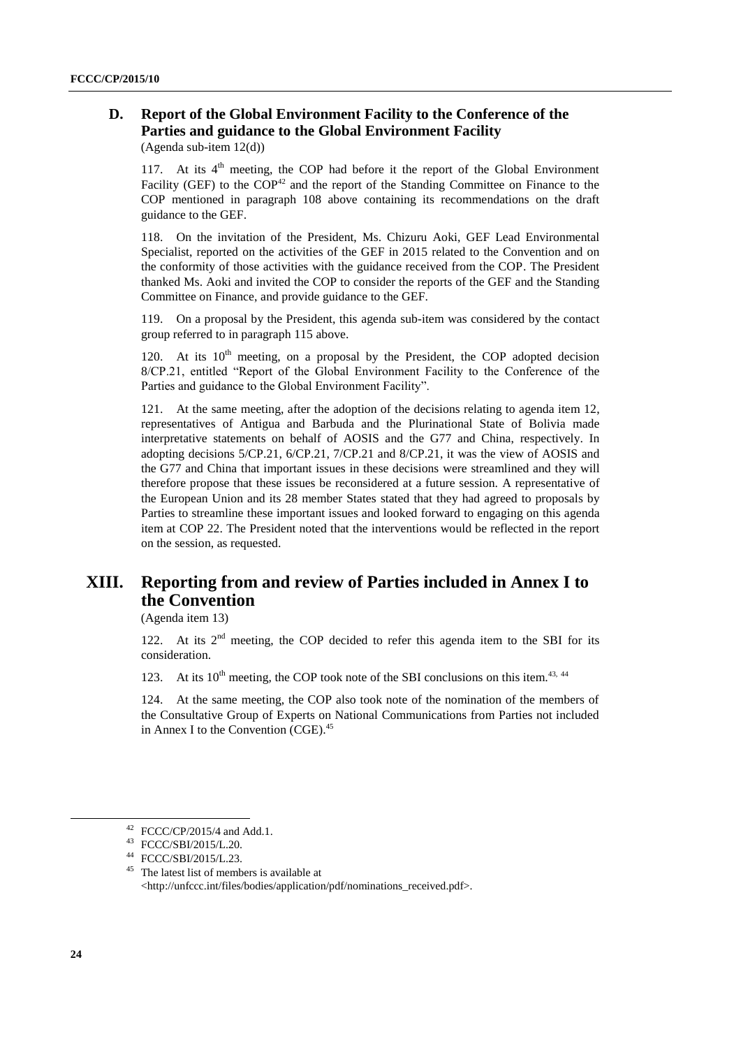### D. Report of the Global Environment Facility to the Conference of the Parties and guidance to the Global Environment Facility

(Agenda sub-item 12(d))

117. At its 4th meeting, the COP had before it the report of the Global Environment Facility (GEF) to the COP[42] and the report of the Standing Committee on Finance to the COP mentioned in paragraph 108 above containing its recommendations on the draft guidance to the GEF.

118. On the invitation of the President, Ms. Chizuru Aoki, GEF Lead Environmental Specialist, reported on the activities of the GEF in 2015 related to the Convention and on the conformity of those activities with the guidance received from the COP. The President thanked Ms. Aoki and invited the COP to consider the reports of the GEF and the Standing Committee on Finance, and provide guidance to the GEF.

119. On a proposal by the President, this agenda sub-item was considered by the contact group referred to in paragraph 115 above.

120. At its 10th meeting, on a proposal by the President, the COP adopted decision 8/CP.21, entitled "Report of the Global Environment Facility to the Conference of the Parties and guidance to the Global Environment Facility".

121. At the same meeting, after the adoption of the decisions relating to agenda item 12, representatives of Antigua and Barbuda and the Plurinational State of Bolivia made interpretative statements on behalf of AOSIS and the G77 and China, respectively. In adopting decisions 5/CP.21, 6/CP.21, 7/CP.21 and 8/CP.21, it was the view of AOSIS and the G77 and China that important issues in these decisions were streamlined and they will therefore propose that these issues be reconsidered at a future session. A representative of the European Union and its 28 member States stated that they had agreed to proposals by Parties to streamline these important issues and looked forward to engaging on this agenda item at COP 22. The President noted that the interventions would be reflected in the report on the session, as requested.

## XIII. Reporting from and review of Parties included in Annex I to the Convention

(Agenda item 13)

122. At its 2nd meeting, the COP decided to refer this agenda item to the SBI for its consideration.

123. At its 10th meeting, the COP took note of the SBI conclusions on this item.[43, 44]

124. At the same meeting, the COP also took note of the nomination of the members of the Consultative Group of Experts on National Communications from Parties not included in Annex I to the Convention (CGE).[45]

---

[42] FCCC/CP/2015/4 and Add.1.

[43] FCCC/SBI/2015/L.20.

[44] FCCC/SBI/2015/L.23.

[45] The latest list of members is available at <http://unfccc.int/files/bodies/application/pdf/nominations_received.pdf>.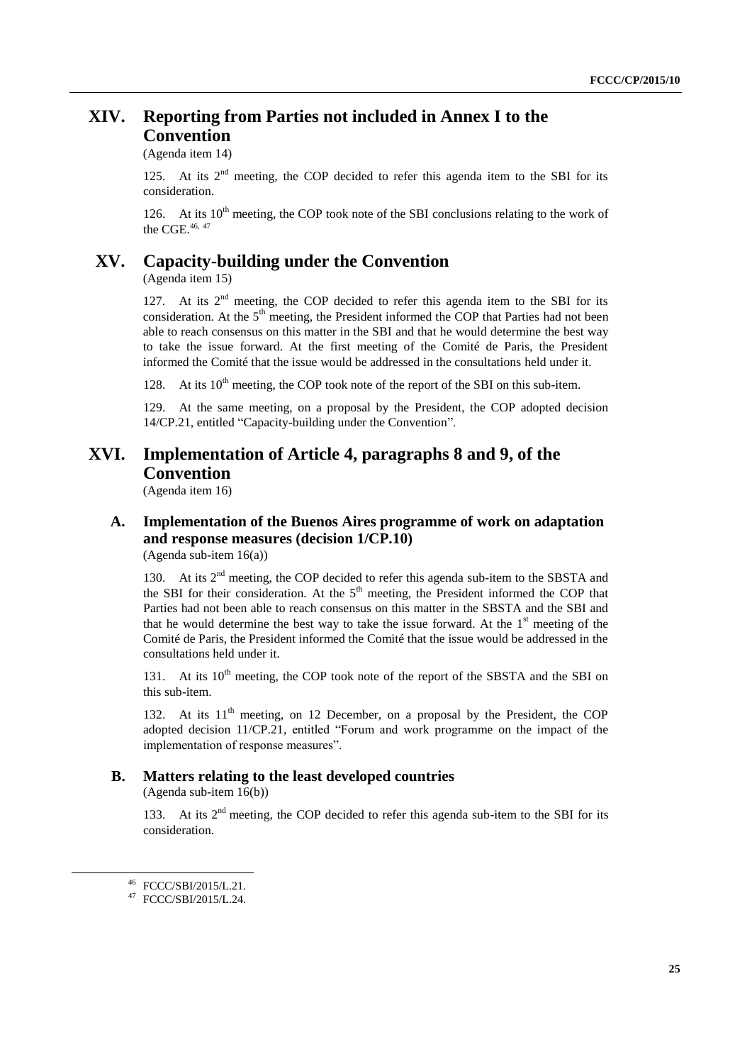# XIV. Reporting from Parties not included in Annex I to the Convention

(Agenda item 14)

125. At its 2nd meeting, the COP decided to refer this agenda item to the SBI for its consideration.

126. At its 10th meeting, the COP took note of the SBI conclusions relating to the work of the CGE.[46, 47]

# XV. Capacity-building under the Convention

(Agenda item 15)

127. At its 2nd meeting, the COP decided to refer this agenda item to the SBI for its consideration. At the 5th meeting, the President informed the COP that Parties had not been able to reach consensus on this matter in the SBI and that he would determine the best way to take the issue forward. At the first meeting of the Comité de Paris, the President informed the Comité that the issue would be addressed in the consultations held under it.

128. At its 10th meeting, the COP took note of the report of the SBI on this sub-item.

129. At the same meeting, on a proposal by the President, the COP adopted decision 14/CP.21, entitled "Capacity-building under the Convention".

# XVI. Implementation of Article 4, paragraphs 8 and 9, of the Convention

(Agenda item 16)

## A. Implementation of the Buenos Aires programme of work on adaptation and response measures (decision 1/CP.10)

(Agenda sub-item 16(a))

130. At its 2nd meeting, the COP decided to refer this agenda sub-item to the SBSTA and the SBI for their consideration. At the 5th meeting, the President informed the COP that Parties had not been able to reach consensus on this matter in the SBSTA and the SBI and that he would determine the best way to take the issue forward. At the 1st meeting of the Comité de Paris, the President informed the Comité that the issue would be addressed in the consultations held under it.

131. At its 10th meeting, the COP took note of the report of the SBSTA and the SBI on this sub-item.

132. At its 11th meeting, on 12 December, on a proposal by the President, the COP adopted decision 11/CP.21, entitled "Forum and work programme on the impact of the implementation of response measures".

## B. Matters relating to the least developed countries

(Agenda sub-item 16(b))

133. At its 2nd meeting, the COP decided to refer this agenda sub-item to the SBI for its consideration.

---

[46] FCCC/SBI/2015/L.21.

[47] FCCC/SBI/2015/L.24.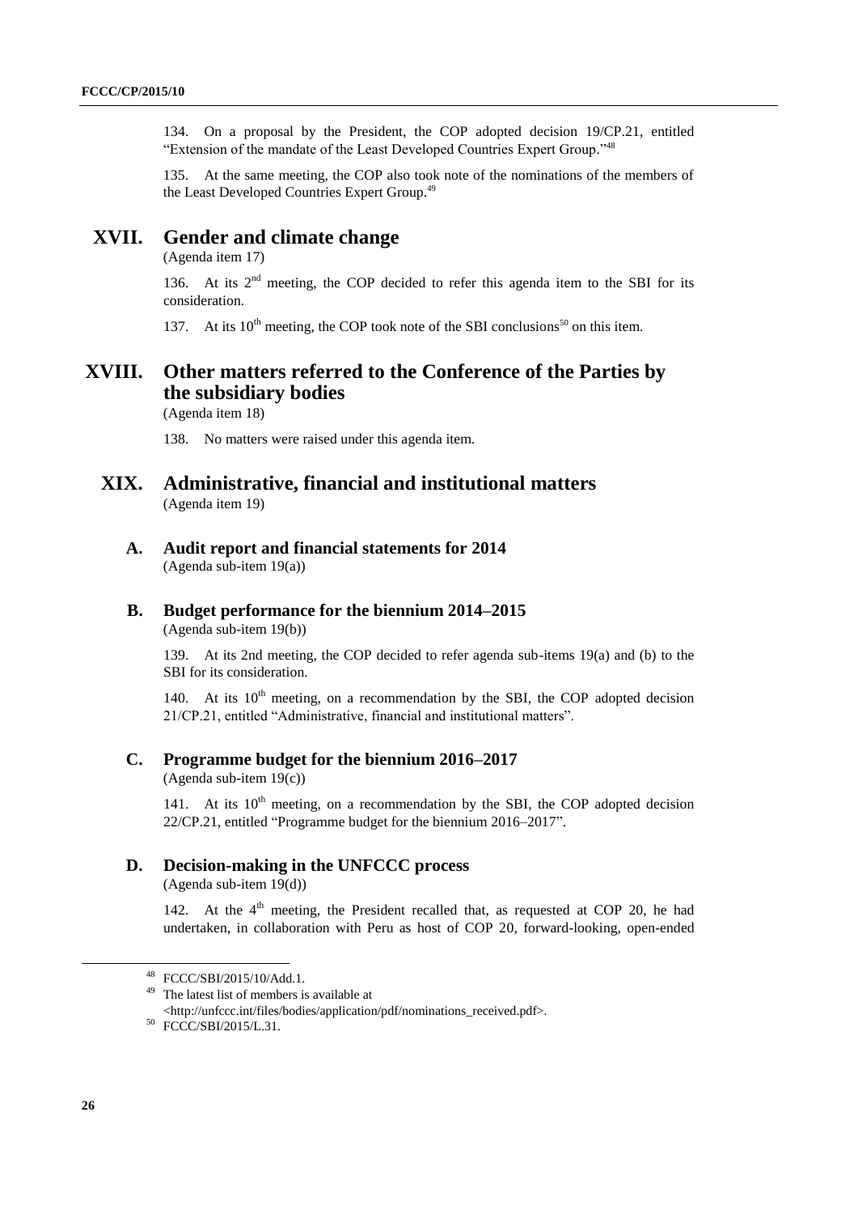134. On a proposal by the President, the COP adopted decision 19/CP.21, entitled "Extension of the mandate of the Least Developed Countries Expert Group."[48]

135. At the same meeting, the COP also took note of the nominations of the members of the Least Developed Countries Expert Group.[49]

# XVII. Gender and climate change

(Agenda item 17)

136. At its 2nd meeting, the COP decided to refer this agenda item to the SBI for its consideration.

137. At its 10th meeting, the COP took note of the SBI conclusions[50] on this item.

# XVIII. Other matters referred to the Conference of the Parties by the subsidiary bodies

(Agenda item 18)

138. No matters were raised under this agenda item.

# XIX. Administrative, financial and institutional matters

(Agenda item 19)

## A. Audit report and financial statements for 2014

(Agenda sub-item 19(a))

## B. Budget performance for the biennium 2014–2015

(Agenda sub-item 19(b))

139. At its 2nd meeting, the COP decided to refer agenda sub-items 19(a) and (b) to the SBI for its consideration.

140. At its 10th meeting, on a recommendation by the SBI, the COP adopted decision 21/CP.21, entitled "Administrative, financial and institutional matters".

## C. Programme budget for the biennium 2016–2017

(Agenda sub-item 19(c))

141. At its 10th meeting, on a recommendation by the SBI, the COP adopted decision 22/CP.21, entitled "Programme budget for the biennium 2016–2017".

## D. Decision-making in the UNFCCC process

(Agenda sub-item 19(d))

142. At the 4th meeting, the President recalled that, as requested at COP 20, he had undertaken, in collaboration with Peru as host of COP 20, forward-looking, open-ended

---

[48] FCCC/SBI/2015/10/Add.1.

[49] The latest list of members is available at <http://unfccc.int/files/bodies/application/pdf/nominations_received.pdf>.

[50] FCCC/SBI/2015/L.31.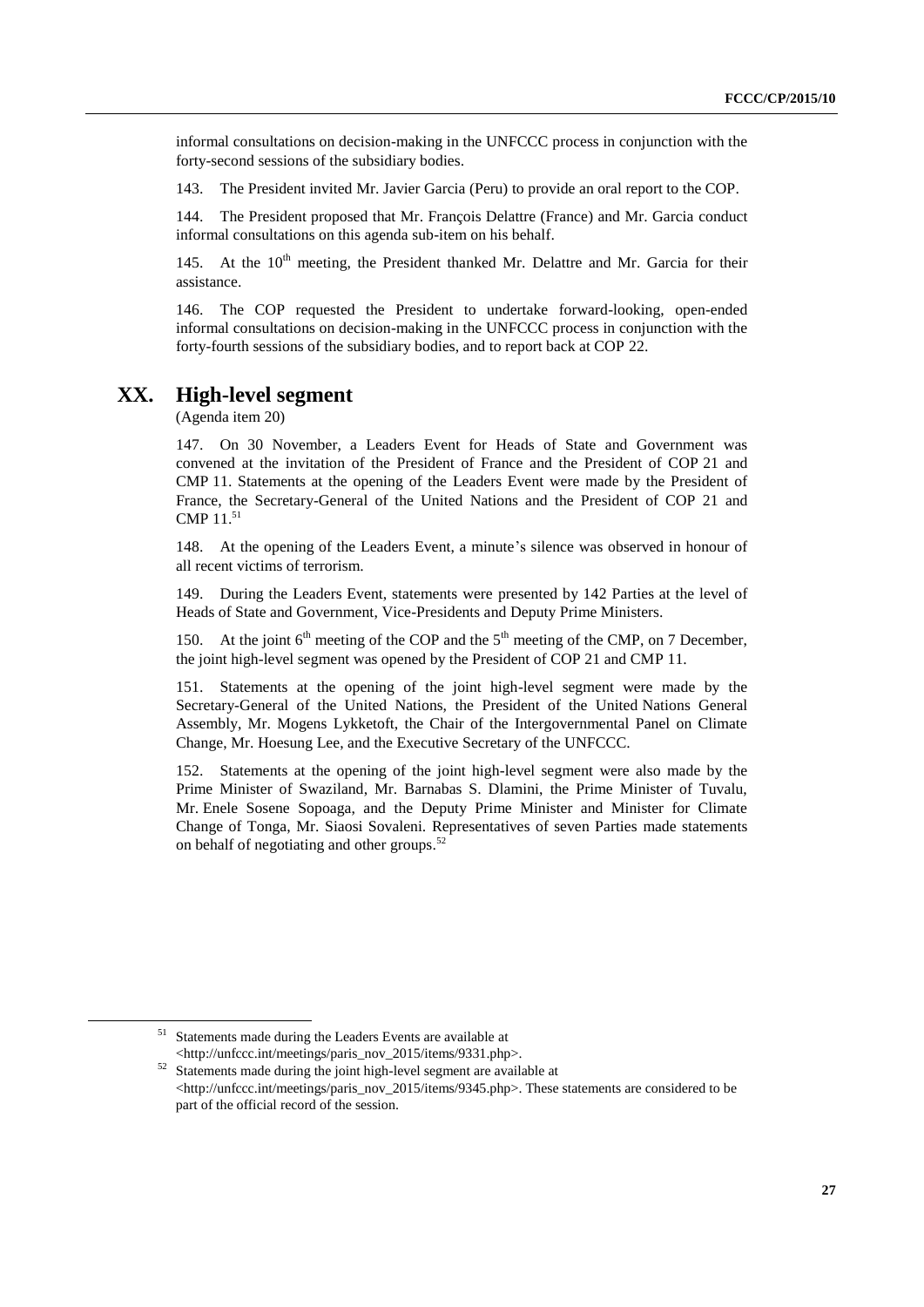informal consultations on decision-making in the UNFCCC process in conjunction with the forty-second sessions of the subsidiary bodies.

143. The President invited Mr. Javier Garcia (Peru) to provide an oral report to the COP.

144. The President proposed that Mr. François Delattre (France) and Mr. Garcia conduct informal consultations on this agenda sub-item on his behalf.

145. At the 10th meeting, the President thanked Mr. Delattre and Mr. Garcia for their assistance.

146. The COP requested the President to undertake forward-looking, open-ended informal consultations on decision-making in the UNFCCC process in conjunction with the forty-fourth sessions of the subsidiary bodies, and to report back at COP 22.

## XX. High-level segment

(Agenda item 20)

147. On 30 November, a Leaders Event for Heads of State and Government was convened at the invitation of the President of France and the President of COP 21 and CMP 11. Statements at the opening of the Leaders Event were made by the President of France, the Secretary-General of the United Nations and the President of COP 21 and CMP 11.[51]

148. At the opening of the Leaders Event, a minute's silence was observed in honour of all recent victims of terrorism.

149. During the Leaders Event, statements were presented by 142 Parties at the level of Heads of State and Government, Vice-Presidents and Deputy Prime Ministers.

150. At the joint 6th meeting of the COP and the 5th meeting of the CMP, on 7 December, the joint high-level segment was opened by the President of COP 21 and CMP 11.

151. Statements at the opening of the joint high-level segment were made by the Secretary-General of the United Nations, the President of the United Nations General Assembly, Mr. Mogens Lykketoft, the Chair of the Intergovernmental Panel on Climate Change, Mr. Hoesung Lee, and the Executive Secretary of the UNFCCC.

152. Statements at the opening of the joint high-level segment were also made by the Prime Minister of Swaziland, Mr. Barnabas S. Dlamini, the Prime Minister of Tuvalu, Mr. Enele Sosene Sopoaga, and the Deputy Prime Minister and Minister for Climate Change of Tonga, Mr. Siaosi Sovaleni. Representatives of seven Parties made statements on behalf of negotiating and other groups.[52]

---

[51] Statements made during the Leaders Events are available at <http://unfccc.int/meetings/paris_nov_2015/items/9331.php>.

[52] Statements made during the joint high-level segment are available at <http://unfccc.int/meetings/paris_nov_2015/items/9345.php>. These statements are considered to be part of the official record of the session.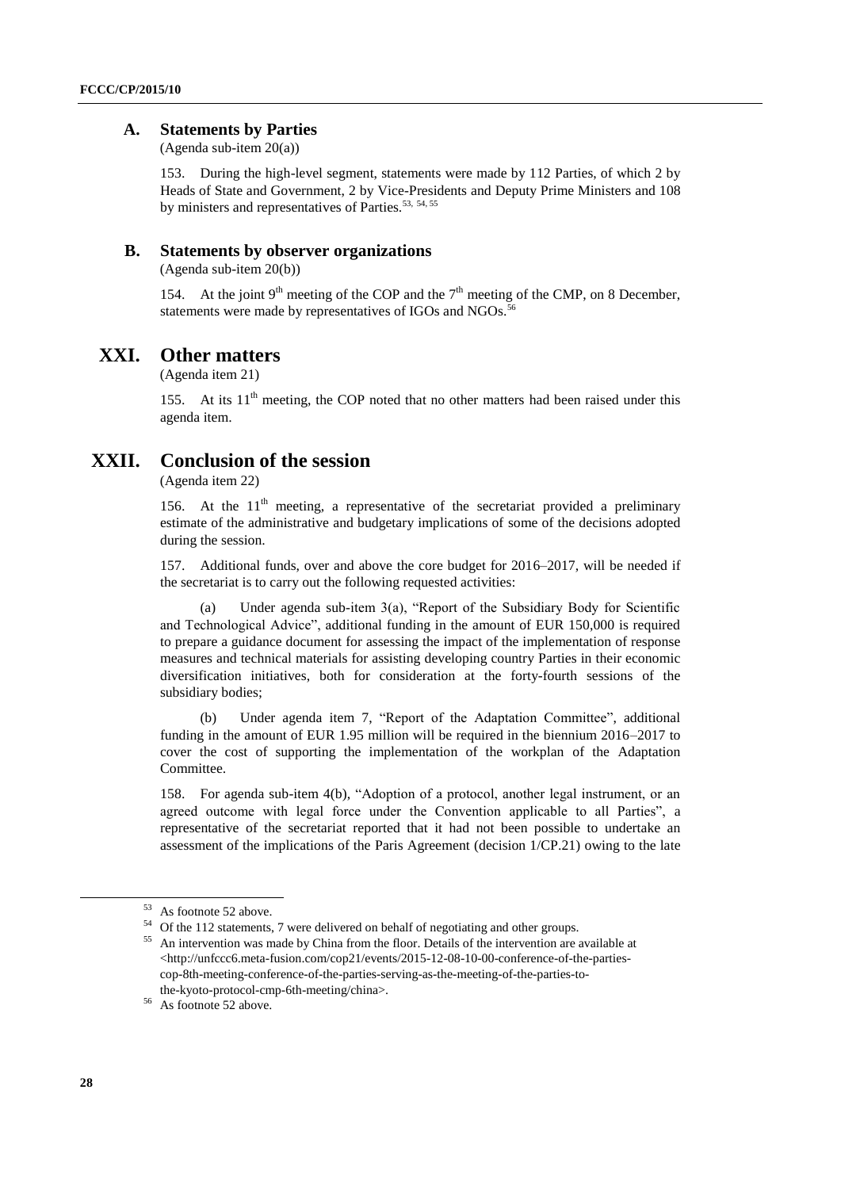### A. Statements by Parties

(Agenda sub-item 20(a))

153. During the high-level segment, statements were made by 112 Parties, of which 2 by Heads of State and Government, 2 by Vice-Presidents and Deputy Prime Ministers and 108 by ministers and representatives of Parties.[53, 54, 55]

### B. Statements by observer organizations

(Agenda sub-item 20(b))

154. At the joint 9th meeting of the COP and the 7th meeting of the CMP, on 8 December, statements were made by representatives of IGOs and NGOs.[56]

## XXI. Other matters

(Agenda item 21)

155. At its 11th meeting, the COP noted that no other matters had been raised under this agenda item.

## XXII. Conclusion of the session

(Agenda item 22)

156. At the 11th meeting, a representative of the secretariat provided a preliminary estimate of the administrative and budgetary implications of some of the decisions adopted during the session.

157. Additional funds, over and above the core budget for 2016–2017, will be needed if the secretariat is to carry out the following requested activities:

(a) Under agenda sub-item 3(a), "Report of the Subsidiary Body for Scientific and Technological Advice", additional funding in the amount of EUR 150,000 is required to prepare a guidance document for assessing the impact of the implementation of response measures and technical materials for assisting developing country Parties in their economic diversification initiatives, both for consideration at the forty-fourth sessions of the subsidiary bodies;

(b) Under agenda item 7, "Report of the Adaptation Committee", additional funding in the amount of EUR 1.95 million will be required in the biennium 2016–2017 to cover the cost of supporting the implementation of the workplan of the Adaptation Committee.

158. For agenda sub-item 4(b), "Adoption of a protocol, another legal instrument, or an agreed outcome with legal force under the Convention applicable to all Parties", a representative of the secretariat reported that it had not been possible to undertake an assessment of the implications of the Paris Agreement (decision 1/CP.21) owing to the late

---

[53] As footnote 52 above.

[54] Of the 112 statements, 7 were delivered on behalf of negotiating and other groups.

[55] An intervention was made by China from the floor. Details of the intervention are available at <http://unfccc6.meta-fusion.com/cop21/events/2015-12-08-10-00-conference-of-the-parties-cop-8th-meeting-conference-of-the-parties-serving-as-the-meeting-of-the-parties-to-the-kyoto-protocol-cmp-6th-meeting/china>.

[56] As footnote 52 above.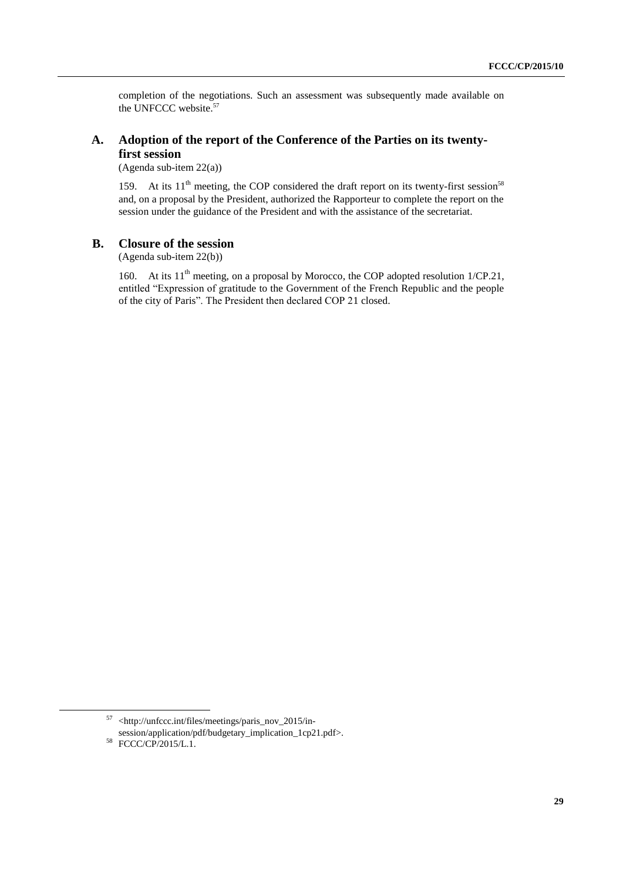completion of the negotiations. Such an assessment was subsequently made available on the UNFCCC website.[57]

## A. Adoption of the report of the Conference of the Parties on its twenty-first session

(Agenda sub-item 22(a))

159. At its 11th meeting, the COP considered the draft report on its twenty-first session[58] and, on a proposal by the President, authorized the Rapporteur to complete the report on the session under the guidance of the President and with the assistance of the secretariat.

## B. Closure of the session

(Agenda sub-item 22(b))

160. At its 11th meeting, on a proposal by Morocco, the COP adopted resolution 1/CP.21, entitled "Expression of gratitude to the Government of the French Republic and the people of the city of Paris". The President then declared COP 21 closed.

---

[57] <http://unfccc.int/files/meetings/paris_nov_2015/in-session/application/pdf/budgetary_implication_1cp21.pdf>.

[58] FCCC/CP/2015/L.1.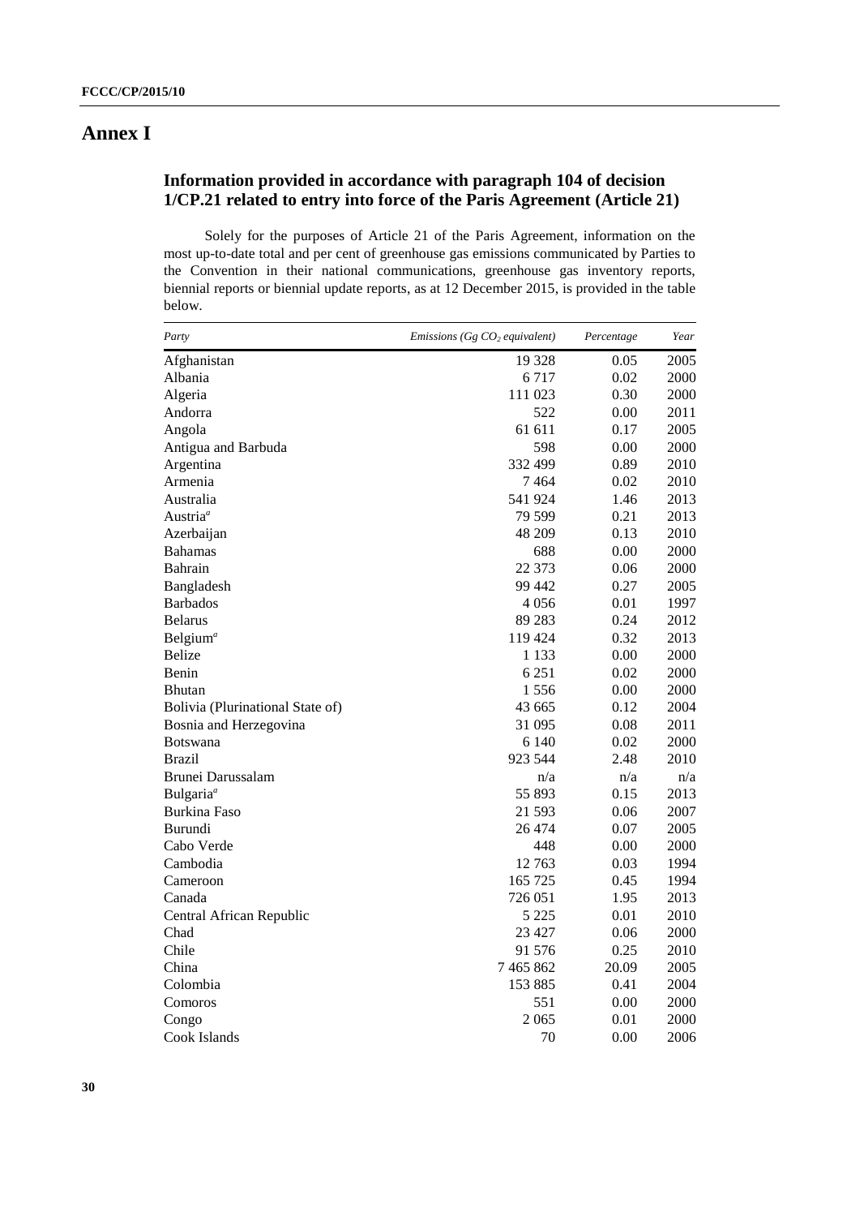# Annex I

## Information provided in accordance with paragraph 104 of decision 1/CP.21 related to entry into force of the Paris Agreement (Article 21)

Solely for the purposes of Article 21 of the Paris Agreement, information on the most up-to-date total and per cent of greenhouse gas emissions communicated by Parties to the Convention in their national communications, greenhouse gas inventory reports, biennial reports or biennial update reports, as at 12 December 2015, is provided in the table below.

| *Party* | *Emissions (Gg $CO_2$ equivalent)* | *Percentage* | *Year* |
|---|---|---|---|
| Afghanistan | 19 328 | 0.05 | 2005 |
| Albania | 6 717 | 0.02 | 2000 |
| Algeria | 111 023 | 0.30 | 2000 |
| Andorra | 522 | 0.00 | 2011 |
| Angola | 61 611 | 0.17 | 2005 |
| Antigua and Barbuda | 598 | 0.00 | 2000 |
| Argentina | 332 499 | 0.89 | 2010 |
| Armenia | 7 464 | 0.02 | 2010 |
| Australia | 541 924 | 1.46 | 2013 |
| Austria[a] | 79 599 | 0.21 | 2013 |
| Azerbaijan | 48 209 | 0.13 | 2010 |
| Bahamas | 688 | 0.00 | 2000 |
| Bahrain | 22 373 | 0.06 | 2000 |
| Bangladesh | 99 442 | 0.27 | 2005 |
| Barbados | 4 056 | 0.01 | 1997 |
| Belarus | 89 283 | 0.24 | 2012 |
| Belgium[a] | 119 424 | 0.32 | 2013 |
| Belize | 1 133 | 0.00 | 2000 |
| Benin | 6 251 | 0.02 | 2000 |
| Bhutan | 1 556 | 0.00 | 2000 |
| Bolivia (Plurinational State of) | 43 665 | 0.12 | 2004 |
| Bosnia and Herzegovina | 31 095 | 0.08 | 2011 |
| Botswana | 6 140 | 0.02 | 2000 |
| Brazil | 923 544 | 2.48 | 2010 |
| Brunei Darussalam | n/a | n/a | n/a |
| Bulgaria[a] | 55 893 | 0.15 | 2013 |
| Burkina Faso | 21 593 | 0.06 | 2007 |
| Burundi | 26 474 | 0.07 | 2005 |
| Cabo Verde | 448 | 0.00 | 2000 |
| Cambodia | 12 763 | 0.03 | 1994 |
| Cameroon | 165 725 | 0.45 | 1994 |
| Canada | 726 051 | 1.95 | 2013 |
| Central African Republic | 5 225 | 0.01 | 2010 |
| Chad | 23 427 | 0.06 | 2000 |
| Chile | 91 576 | 0.25 | 2010 |
| China | 7 465 862 | 20.09 | 2005 |
| Colombia | 153 885 | 0.41 | 2004 |
| Comoros | 551 | 0.00 | 2000 |
| Congo | 2 065 | 0.01 | 2000 |
| Cook Islands | 70 | 0.00 | 2006 |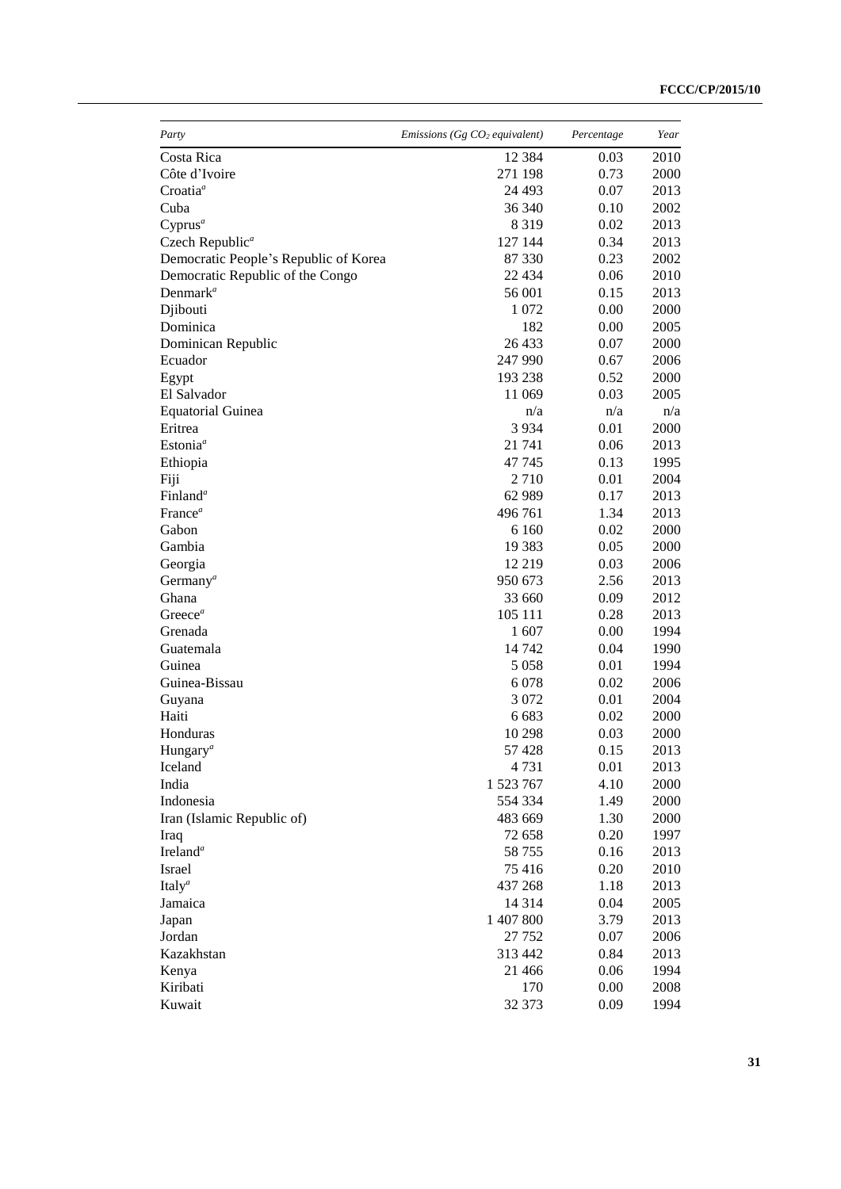| *Party* | *Emissions (Gg $CO_2$ equivalent)* | *Percentage* | *Year* |
|---|---|---|---|
| Costa Rica | 12 384 | 0.03 | 2010 |
| Côte d'Ivoire | 271 198 | 0.73 | 2000 |
| Croatia[a] | 24 493 | 0.07 | 2013 |
| Cuba | 36 340 | 0.10 | 2002 |
| Cyprus[a] | 8 319 | 0.02 | 2013 |
| Czech Republic[a] | 127 144 | 0.34 | 2013 |
| Democratic People's Republic of Korea | 87 330 | 0.23 | 2002 |
| Democratic Republic of the Congo | 22 434 | 0.06 | 2010 |
| Denmark[a] | 56 001 | 0.15 | 2013 |
| Djibouti | 1 072 | 0.00 | 2000 |
| Dominica | 182 | 0.00 | 2005 |
| Dominican Republic | 26 433 | 0.07 | 2000 |
| Ecuador | 247 990 | 0.67 | 2006 |
| Egypt | 193 238 | 0.52 | 2000 |
| El Salvador | 11 069 | 0.03 | 2005 |
| Equatorial Guinea | n/a | n/a | n/a |
| Eritrea | 3 934 | 0.01 | 2000 |
| Estonia[a] | 21 741 | 0.06 | 2013 |
| Ethiopia | 47 745 | 0.13 | 1995 |
| Fiji | 2 710 | 0.01 | 2004 |
| Finland[a] | 62 989 | 0.17 | 2013 |
| France[a] | 496 761 | 1.34 | 2013 |
| Gabon | 6 160 | 0.02 | 2000 |
| Gambia | 19 383 | 0.05 | 2000 |
| Georgia | 12 219 | 0.03 | 2006 |
| Germany[a] | 950 673 | 2.56 | 2013 |
| Ghana | 33 660 | 0.09 | 2012 |
| Greece[a] | 105 111 | 0.28 | 2013 |
| Grenada | 1 607 | 0.00 | 1994 |
| Guatemala | 14 742 | 0.04 | 1990 |
| Guinea | 5 058 | 0.01 | 1994 |
| Guinea-Bissau | 6 078 | 0.02 | 2006 |
| Guyana | 3 072 | 0.01 | 2004 |
| Haiti | 6 683 | 0.02 | 2000 |
| Honduras | 10 298 | 0.03 | 2000 |
| Hungary[a] | 57 428 | 0.15 | 2013 |
| Iceland | 4 731 | 0.01 | 2013 |
| India | 1 523 767 | 4.10 | 2000 |
| Indonesia | 554 334 | 1.49 | 2000 |
| Iran (Islamic Republic of) | 483 669 | 1.30 | 2000 |
| Iraq | 72 658 | 0.20 | 1997 |
| Ireland[a] | 58 755 | 0.16 | 2013 |
| Israel | 75 416 | 0.20 | 2010 |
| Italy[a] | 437 268 | 1.18 | 2013 |
| Jamaica | 14 314 | 0.04 | 2005 |
| Japan | 1 407 800 | 3.79 | 2013 |
| Jordan | 27 752 | 0.07 | 2006 |
| Kazakhstan | 313 442 | 0.84 | 2013 |
| Kenya | 21 466 | 0.06 | 1994 |
| Kiribati | 170 | 0.00 | 2008 |
| Kuwait | 32 373 | 0.09 | 1994 |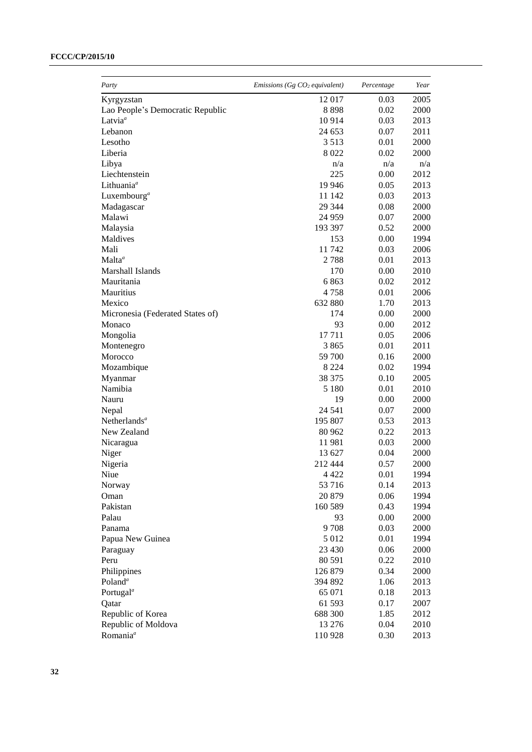| Party | Emissions (Gg $CO_2$ equivalent) | Percentage | Year |
|---|---|---|---|
| Kyrgyzstan | 12 017 | 0.03 | 2005 |
| Lao People's Democratic Republic | 8 898 | 0.02 | 2000 |
| Latvia[a] | 10 914 | 0.03 | 2013 |
| Lebanon | 24 653 | 0.07 | 2011 |
| Lesotho | 3 513 | 0.01 | 2000 |
| Liberia | 8 022 | 0.02 | 2000 |
| Libya | n/a | n/a | n/a |
| Liechtenstein | 225 | 0.00 | 2012 |
| Lithuania[a] | 19 946 | 0.05 | 2013 |
| Luxembourg[a] | 11 142 | 0.03 | 2013 |
| Madagascar | 29 344 | 0.08 | 2000 |
| Malawi | 24 959 | 0.07 | 2000 |
| Malaysia | 193 397 | 0.52 | 2000 |
| Maldives | 153 | 0.00 | 1994 |
| Mali | 11 742 | 0.03 | 2006 |
| Malta[a] | 2 788 | 0.01 | 2013 |
| Marshall Islands | 170 | 0.00 | 2010 |
| Mauritania | 6 863 | 0.02 | 2012 |
| Mauritius | 4 758 | 0.01 | 2006 |
| Mexico | 632 880 | 1.70 | 2013 |
| Micronesia (Federated States of) | 174 | 0.00 | 2000 |
| Monaco | 93 | 0.00 | 2012 |
| Mongolia | 17 711 | 0.05 | 2006 |
| Montenegro | 3 865 | 0.01 | 2011 |
| Morocco | 59 700 | 0.16 | 2000 |
| Mozambique | 8 224 | 0.02 | 1994 |
| Myanmar | 38 375 | 0.10 | 2005 |
| Namibia | 5 180 | 0.01 | 2010 |
| Nauru | 19 | 0.00 | 2000 |
| Nepal | 24 541 | 0.07 | 2000 |
| Netherlands[a] | 195 807 | 0.53 | 2013 |
| New Zealand | 80 962 | 0.22 | 2013 |
| Nicaragua | 11 981 | 0.03 | 2000 |
| Niger | 13 627 | 0.04 | 2000 |
| Nigeria | 212 444 | 0.57 | 2000 |
| Niue | 4 422 | 0.01 | 1994 |
| Norway | 53 716 | 0.14 | 2013 |
| Oman | 20 879 | 0.06 | 1994 |
| Pakistan | 160 589 | 0.43 | 1994 |
| Palau | 93 | 0.00 | 2000 |
| Panama | 9 708 | 0.03 | 2000 |
| Papua New Guinea | 5 012 | 0.01 | 1994 |
| Paraguay | 23 430 | 0.06 | 2000 |
| Peru | 80 591 | 0.22 | 2010 |
| Philippines | 126 879 | 0.34 | 2000 |
| Poland[a] | 394 892 | 1.06 | 2013 |
| Portugal[a] | 65 071 | 0.18 | 2013 |
| Qatar | 61 593 | 0.17 | 2007 |
| Republic of Korea | 688 300 | 1.85 | 2012 |
| Republic of Moldova | 13 276 | 0.04 | 2010 |
| Romania[a] | 110 928 | 0.30 | 2013 |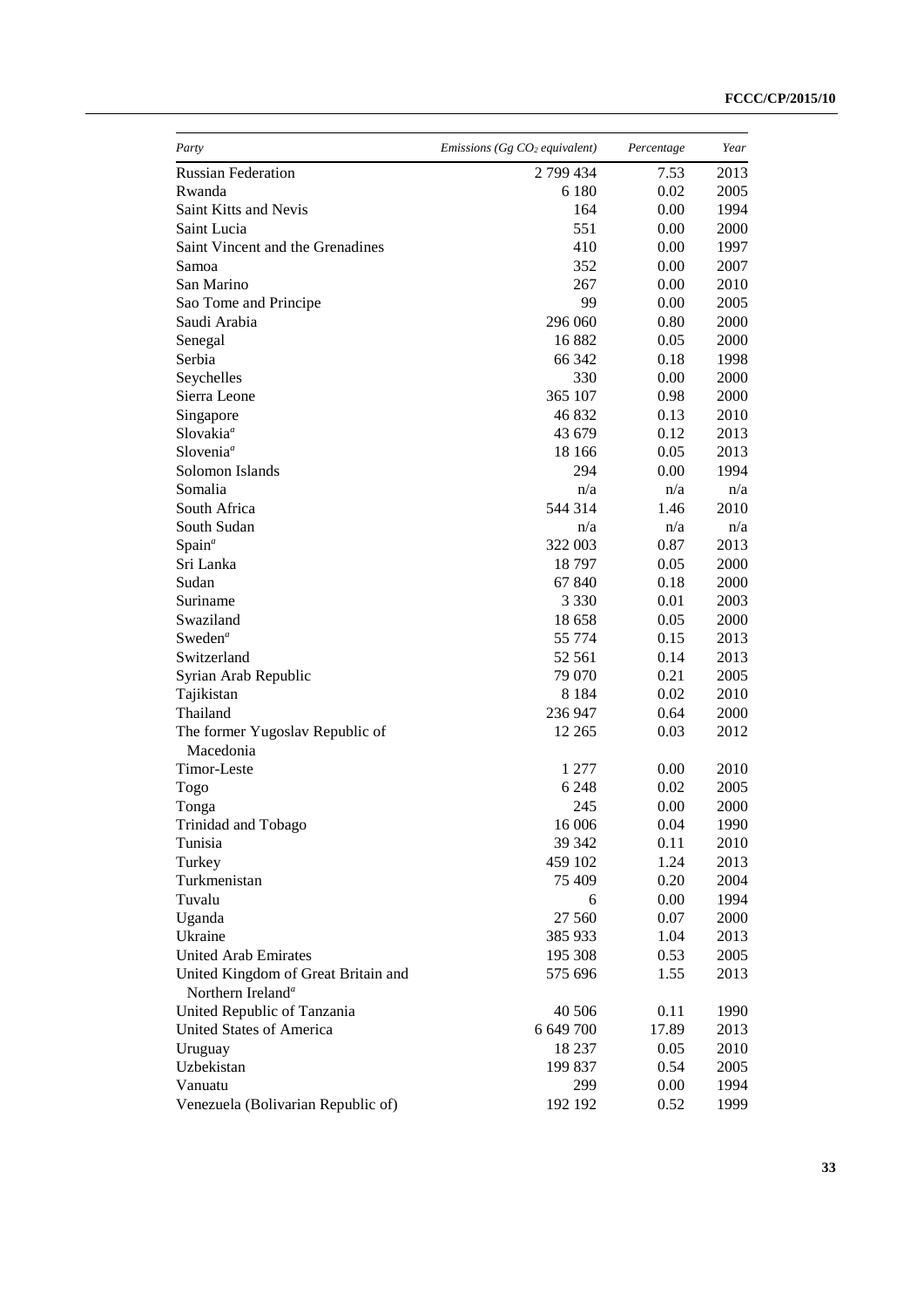| *Party* | *Emissions (Gg $CO_2$ equivalent)* | *Percentage* | *Year* |
|---|---|---|---|
| Russian Federation | 2 799 434 | 7.53 | 2013 |
| Rwanda | 6 180 | 0.02 | 2005 |
| Saint Kitts and Nevis | 164 | 0.00 | 1994 |
| Saint Lucia | 551 | 0.00 | 2000 |
| Saint Vincent and the Grenadines | 410 | 0.00 | 1997 |
| Samoa | 352 | 0.00 | 2007 |
| San Marino | 267 | 0.00 | 2010 |
| Sao Tome and Principe | 99 | 0.00 | 2005 |
| Saudi Arabia | 296 060 | 0.80 | 2000 |
| Senegal | 16 882 | 0.05 | 2000 |
| Serbia | 66 342 | 0.18 | 1998 |
| Seychelles | 330 | 0.00 | 2000 |
| Sierra Leone | 365 107 | 0.98 | 2000 |
| Singapore | 46 832 | 0.13 | 2010 |
| Slovakia[a] | 43 679 | 0.12 | 2013 |
| Slovenia[a] | 18 166 | 0.05 | 2013 |
| Solomon Islands | 294 | 0.00 | 1994 |
| Somalia | n/a | n/a | n/a |
| South Africa | 544 314 | 1.46 | 2010 |
| South Sudan | n/a | n/a | n/a |
| Spain[a] | 322 003 | 0.87 | 2013 |
| Sri Lanka | 18 797 | 0.05 | 2000 |
| Sudan | 67 840 | 0.18 | 2000 |
| Suriname | 3 330 | 0.01 | 2003 |
| Swaziland | 18 658 | 0.05 | 2000 |
| Sweden[a] | 55 774 | 0.15 | 2013 |
| Switzerland | 52 561 | 0.14 | 2013 |
| Syrian Arab Republic | 79 070 | 0.21 | 2005 |
| Tajikistan | 8 184 | 0.02 | 2010 |
| Thailand | 236 947 | 0.64 | 2000 |
| The former Yugoslav Republic of Macedonia | 12 265 | 0.03 | 2012 |
| Timor-Leste | 1 277 | 0.00 | 2010 |
| Togo | 6 248 | 0.02 | 2005 |
| Tonga | 245 | 0.00 | 2000 |
| Trinidad and Tobago | 16 006 | 0.04 | 1990 |
| Tunisia | 39 342 | 0.11 | 2010 |
| Turkey | 459 102 | 1.24 | 2013 |
| Turkmenistan | 75 409 | 0.20 | 2004 |
| Tuvalu | 6 | 0.00 | 1994 |
| Uganda | 27 560 | 0.07 | 2000 |
| Ukraine | 385 933 | 1.04 | 2013 |
| United Arab Emirates | 195 308 | 0.53 | 2005 |
| United Kingdom of Great Britain and Northern Ireland[a] | 575 696 | 1.55 | 2013 |
| United Republic of Tanzania | 40 506 | 0.11 | 1990 |
| United States of America | 6 649 700 | 17.89 | 2013 |
| Uruguay | 18 237 | 0.05 | 2010 |
| Uzbekistan | 199 837 | 0.54 | 2005 |
| Vanuatu | 299 | 0.00 | 1994 |
| Venezuela (Bolivarian Republic of) | 192 192 | 0.52 | 1999 |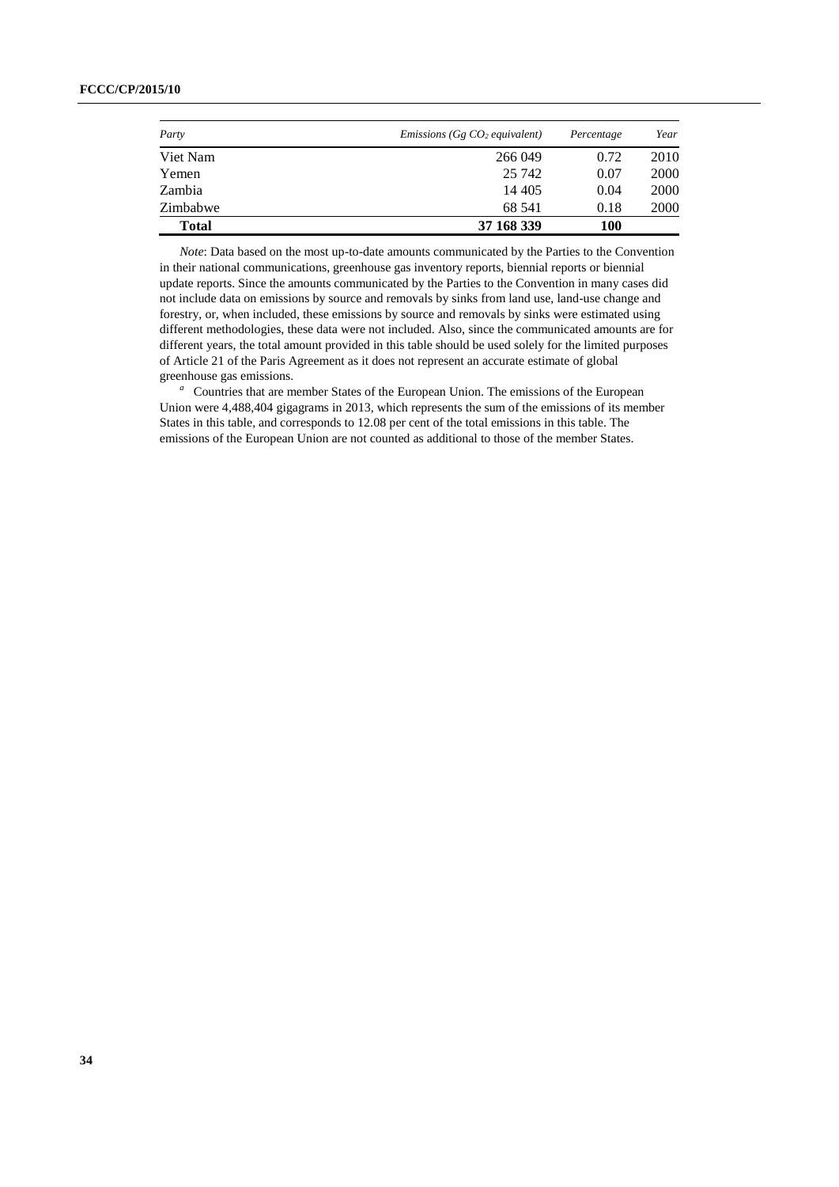| *Party* | *Emissions (Gg $CO_2$ equivalent)* | *Percentage* | *Year* |
|---|---|---|---|
| Viet Nam | 266 049 | 0.72 | 2010 |
| Yemen | 25 742 | 0.07 | 2000 |
| Zambia | 14 405 | 0.04 | 2000 |
| Zimbabwe | 68 541 | 0.18 | 2000 |
| **Total** | **37 168 339** | **100** | |

*Note*: Data based on the most up-to-date amounts communicated by the Parties to the Convention in their national communications, greenhouse gas inventory reports, biennial reports or biennial update reports. Since the amounts communicated by the Parties to the Convention in many cases did not include data on emissions by source and removals by sinks from land use, land-use change and forestry, or, when included, these emissions by source and removals by sinks were estimated using different methodologies, these data were not included. Also, since the communicated amounts are for different years, the total amount provided in this table should be used solely for the limited purposes of Article 21 of the Paris Agreement as it does not represent an accurate estimate of global greenhouse gas emissions.

[a] Countries that are member States of the European Union. The emissions of the European Union were 4,488,404 gigagrams in 2013, which represents the sum of the emissions of its member States in this table, and corresponds to 12.08 per cent of the total emissions in this table. The emissions of the European Union are not counted as additional to those of the member States.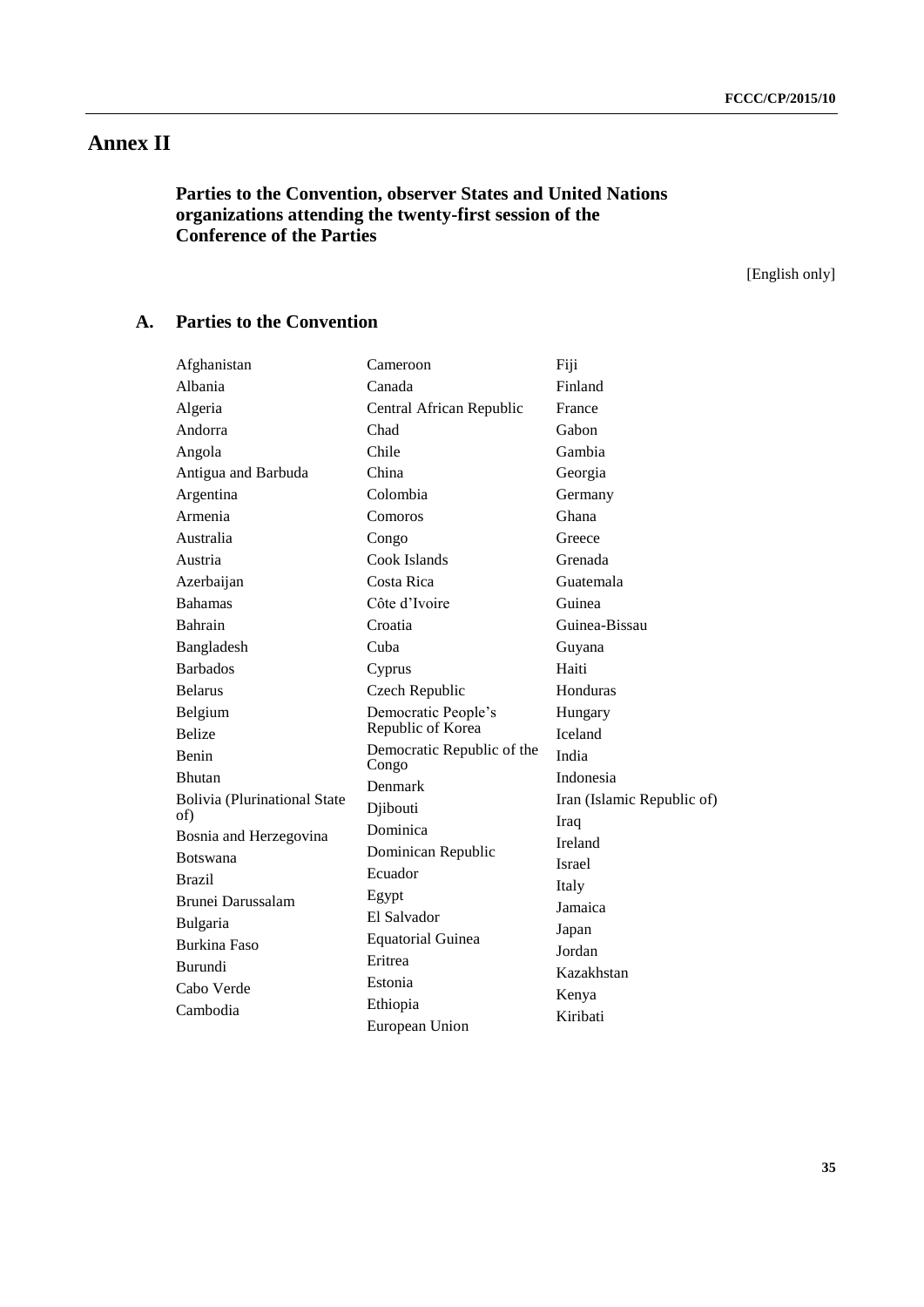# Annex II

## Parties to the Convention, observer States and United Nations organizations attending the twenty-first session of the Conference of the Parties

[English only]

### A. Parties to the Convention

Afghanistan
Albania
Algeria
Andorra
Angola
Antigua and Barbuda
Argentina
Armenia
Australia
Austria
Azerbaijan
Bahamas
Bahrain
Bangladesh
Barbados
Belarus
Belgium
Belize
Benin
Bhutan
Bolivia (Plurinational State of)
Bosnia and Herzegovina
Botswana
Brazil
Brunei Darussalam
Bulgaria
Burkina Faso
Burundi
Cabo Verde
Cambodia
Cameroon
Canada
Central African Republic
Chad
Chile
China
Colombia
Comoros
Congo
Cook Islands
Costa Rica
Côte d'Ivoire
Croatia
Cuba
Cyprus
Czech Republic
Democratic People's Republic of Korea
Democratic Republic of the Congo
Denmark
Djibouti
Dominica
Dominican Republic
Ecuador
Egypt
El Salvador
Equatorial Guinea
Eritrea
Estonia
Ethiopia
European Union
Fiji
Finland
France
Gabon
Gambia
Georgia
Germany
Ghana
Greece
Grenada
Guatemala
Guinea
Guinea-Bissau
Guyana
Haiti
Honduras
Hungary
Iceland
India
Indonesia
Iran (Islamic Republic of)
Iraq
Ireland
Israel
Italy
Jamaica
Japan
Jordan
Kazakhstan
Kenya
Kiribati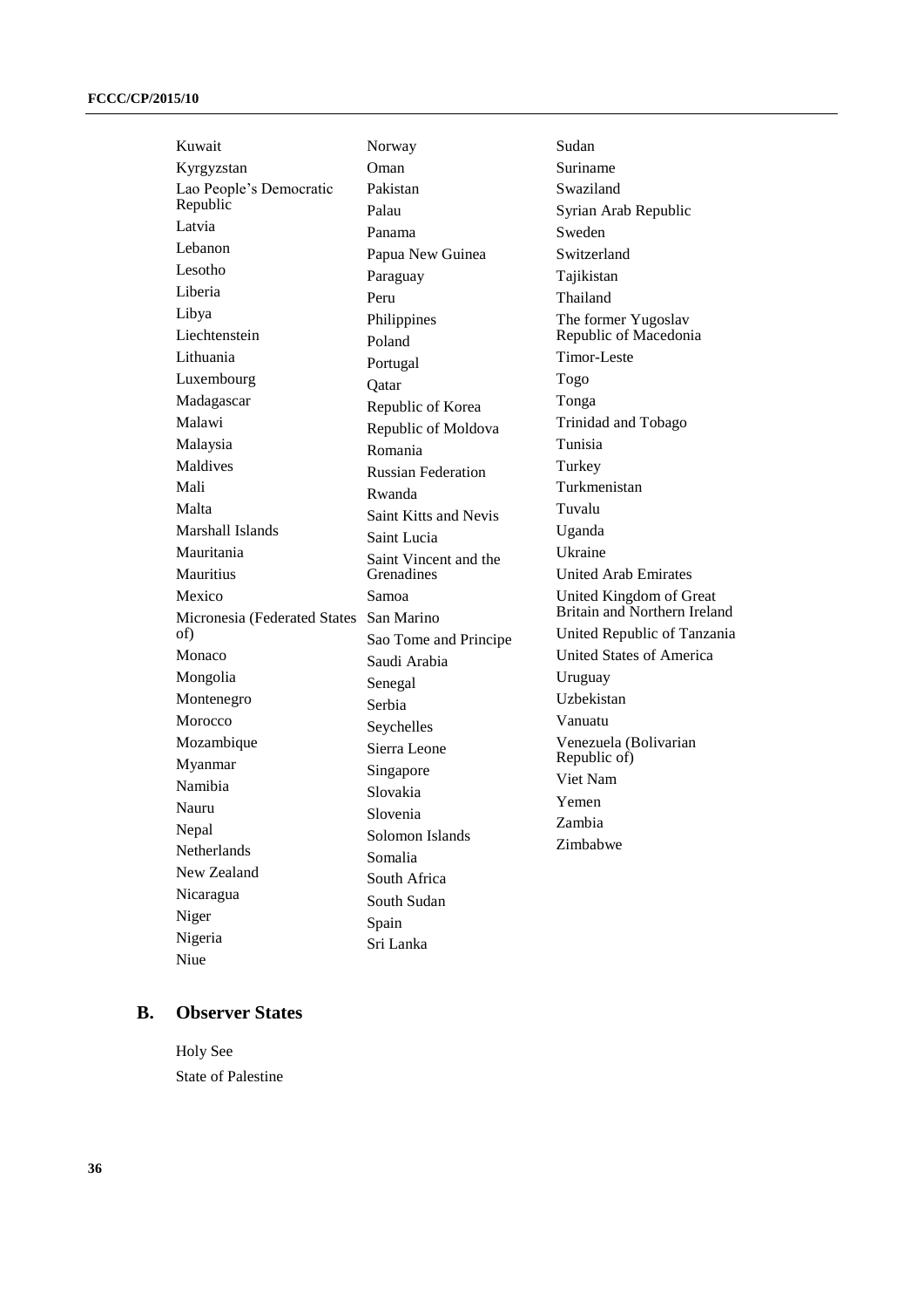Kuwait
Kyrgyzstan
Lao People's Democratic Republic
Latvia
Lebanon
Lesotho
Liberia
Libya
Liechtenstein
Lithuania
Luxembourg
Madagascar
Malawi
Malaysia
Maldives
Mali
Malta
Marshall Islands
Mauritania
Mauritius
Mexico
Micronesia (Federated States of)
Monaco
Mongolia
Montenegro
Morocco
Mozambique
Myanmar
Namibia
Nauru
Nepal
Netherlands
New Zealand
Nicaragua
Niger
Nigeria
Niue
Norway
Oman
Pakistan
Palau
Panama
Papua New Guinea
Paraguay
Peru
Philippines
Poland
Portugal
Qatar
Republic of Korea
Republic of Moldova
Romania
Russian Federation
Rwanda
Saint Kitts and Nevis
Saint Lucia
Saint Vincent and the Grenadines
Samoa
San Marino
Sao Tome and Principe
Saudi Arabia
Senegal
Serbia
Seychelles
Sierra Leone
Singapore
Slovakia
Slovenia
Solomon Islands
Somalia
South Africa
South Sudan
Spain
Sri Lanka
Sudan
Suriname
Swaziland
Syrian Arab Republic
Sweden
Switzerland
Tajikistan
Thailand
The former Yugoslav Republic of Macedonia
Timor-Leste
Togo
Tonga
Trinidad and Tobago
Tunisia
Turkey
Turkmenistan
Tuvalu
Uganda
Ukraine
United Arab Emirates
United Kingdom of Great Britain and Northern Ireland
United Republic of Tanzania
United States of America
Uruguay
Uzbekistan
Vanuatu
Venezuela (Bolivarian Republic of)
Viet Nam
Yemen
Zambia
Zimbabwe

## B. Observer States

Holy See
State of Palestine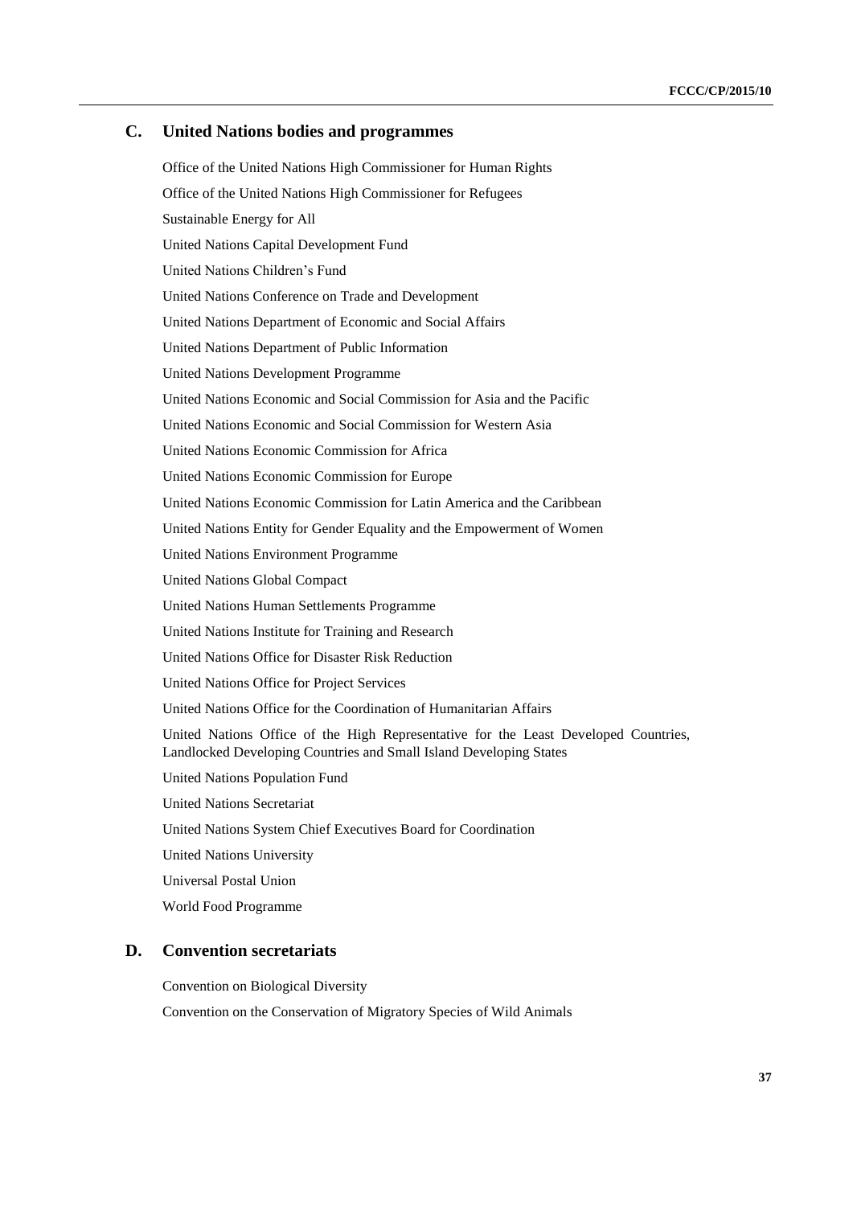## C. United Nations bodies and programmes

Office of the United Nations High Commissioner for Human Rights

Office of the United Nations High Commissioner for Refugees

Sustainable Energy for All

United Nations Capital Development Fund

United Nations Children's Fund

United Nations Conference on Trade and Development

United Nations Department of Economic and Social Affairs

United Nations Department of Public Information

United Nations Development Programme

United Nations Economic and Social Commission for Asia and the Pacific

United Nations Economic and Social Commission for Western Asia

United Nations Economic Commission for Africa

United Nations Economic Commission for Europe

United Nations Economic Commission for Latin America and the Caribbean

United Nations Entity for Gender Equality and the Empowerment of Women

United Nations Environment Programme

United Nations Global Compact

United Nations Human Settlements Programme

United Nations Institute for Training and Research

United Nations Office for Disaster Risk Reduction

United Nations Office for Project Services

United Nations Office for the Coordination of Humanitarian Affairs

United Nations Office of the High Representative for the Least Developed Countries, Landlocked Developing Countries and Small Island Developing States

United Nations Population Fund

United Nations Secretariat

United Nations System Chief Executives Board for Coordination

United Nations University

Universal Postal Union

World Food Programme

## D. Convention secretariats

Convention on Biological Diversity

Convention on the Conservation of Migratory Species of Wild Animals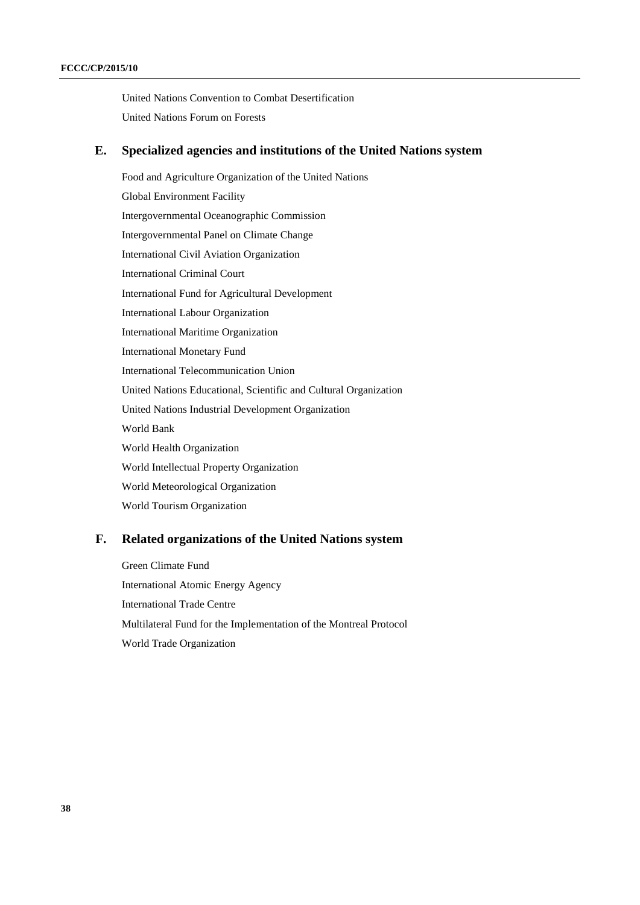United Nations Convention to Combat Desertification

United Nations Forum on Forests

## E. Specialized agencies and institutions of the United Nations system

Food and Agriculture Organization of the United Nations

Global Environment Facility

Intergovernmental Oceanographic Commission

Intergovernmental Panel on Climate Change

International Civil Aviation Organization

International Criminal Court

International Fund for Agricultural Development

International Labour Organization

International Maritime Organization

International Monetary Fund

International Telecommunication Union

United Nations Educational, Scientific and Cultural Organization

United Nations Industrial Development Organization

World Bank

World Health Organization

World Intellectual Property Organization

World Meteorological Organization

World Tourism Organization

## F. Related organizations of the United Nations system

Green Climate Fund

International Atomic Energy Agency

International Trade Centre

Multilateral Fund for the Implementation of the Montreal Protocol

World Trade Organization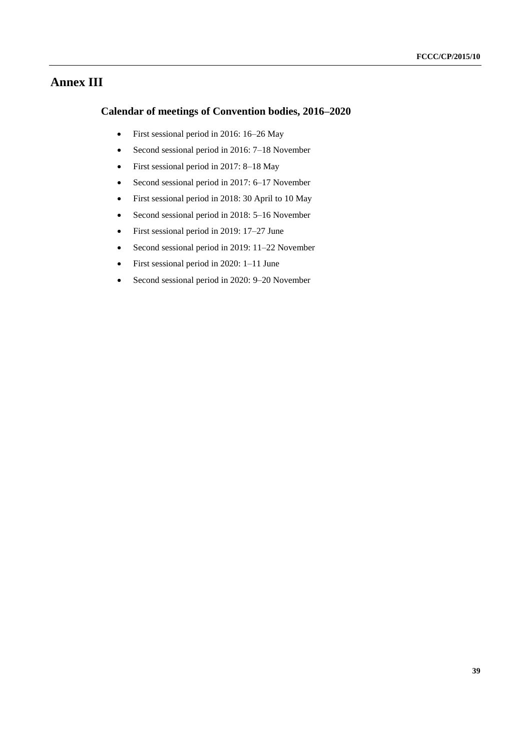# Annex III

## Calendar of meetings of Convention bodies, 2016–2020

- First sessional period in 2016: 16–26 May
- Second sessional period in 2016: 7–18 November
- First sessional period in 2017: 8–18 May
- Second sessional period in 2017: 6–17 November
- First sessional period in 2018: 30 April to 10 May
- Second sessional period in 2018: 5–16 November
- First sessional period in 2019: 17–27 June
- Second sessional period in 2019: 11–22 November
- First sessional period in 2020: 1–11 June
- Second sessional period in 2020: 9–20 November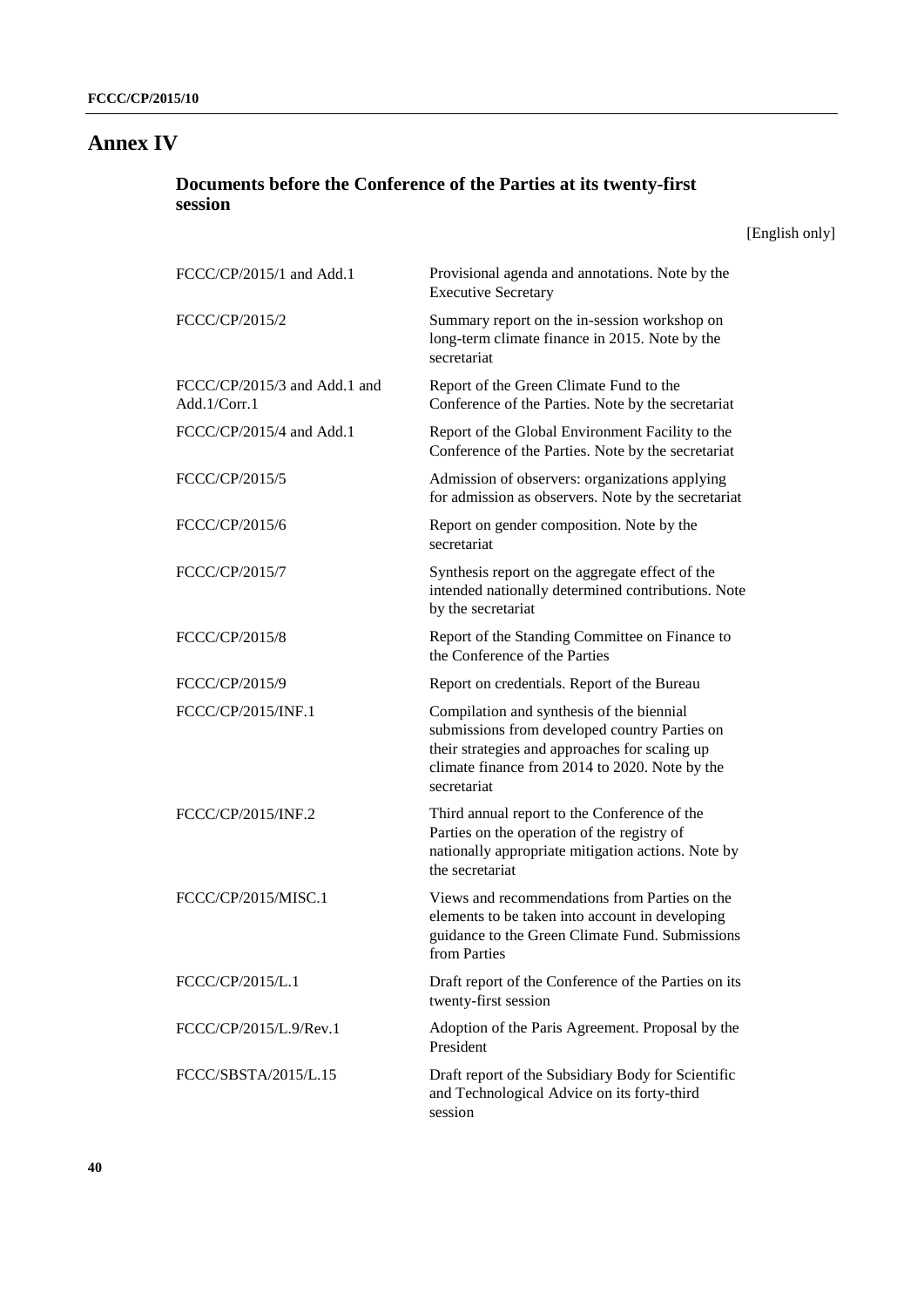# Annex IV

## Documents before the Conference of the Parties at its twenty-first session

[English only]

| | |
|---|---|
| FCCC/CP/2015/1 and Add.1 | Provisional agenda and annotations. Note by the Executive Secretary |
| FCCC/CP/2015/2 | Summary report on the in-session workshop on long-term climate finance in 2015. Note by the secretariat |
| FCCC/CP/2015/3 and Add.1 and Add.1/Corr.1 | Report of the Green Climate Fund to the Conference of the Parties. Note by the secretariat |
| FCCC/CP/2015/4 and Add.1 | Report of the Global Environment Facility to the Conference of the Parties. Note by the secretariat |
| FCCC/CP/2015/5 | Admission of observers: organizations applying for admission as observers. Note by the secretariat |
| FCCC/CP/2015/6 | Report on gender composition. Note by the secretariat |
| FCCC/CP/2015/7 | Synthesis report on the aggregate effect of the intended nationally determined contributions. Note by the secretariat |
| FCCC/CP/2015/8 | Report of the Standing Committee on Finance to the Conference of the Parties |
| FCCC/CP/2015/9 | Report on credentials. Report of the Bureau |
| FCCC/CP/2015/INF.1 | Compilation and synthesis of the biennial submissions from developed country Parties on their strategies and approaches for scaling up climate finance from 2014 to 2020. Note by the secretariat |
| FCCC/CP/2015/INF.2 | Third annual report to the Conference of the Parties on the operation of the registry of nationally appropriate mitigation actions. Note by the secretariat |
| FCCC/CP/2015/MISC.1 | Views and recommendations from Parties on the elements to be taken into account in developing guidance to the Green Climate Fund. Submissions from Parties |
| FCCC/CP/2015/L.1 | Draft report of the Conference of the Parties on its twenty-first session |
| FCCC/CP/2015/L.9/Rev.1 | Adoption of the Paris Agreement. Proposal by the President |
| FCCC/SBSTA/2015/L.15 | Draft report of the Subsidiary Body for Scientific and Technological Advice on its forty-third session |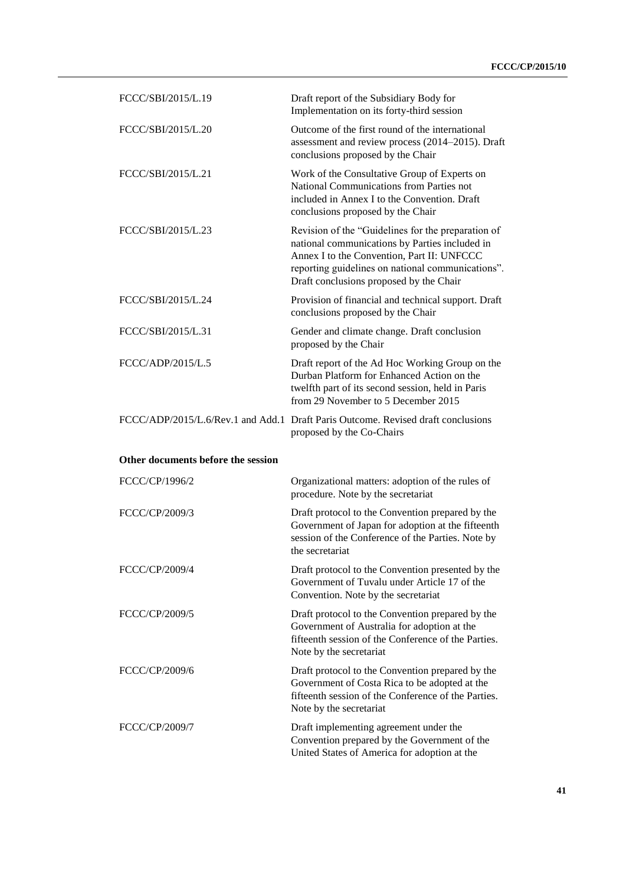| | |
|---|---|
| FCCC/SBI/2015/L.19 | Draft report of the Subsidiary Body for Implementation on its forty-third session |
| FCCC/SBI/2015/L.20 | Outcome of the first round of the international assessment and review process (2014–2015). Draft conclusions proposed by the Chair |
| FCCC/SBI/2015/L.21 | Work of the Consultative Group of Experts on National Communications from Parties not included in Annex I to the Convention. Draft conclusions proposed by the Chair |
| FCCC/SBI/2015/L.23 | Revision of the "Guidelines for the preparation of national communications by Parties included in Annex I to the Convention, Part II: UNFCCC reporting guidelines on national communications". Draft conclusions proposed by the Chair |
| FCCC/SBI/2015/L.24 | Provision of financial and technical support. Draft conclusions proposed by the Chair |
| FCCC/SBI/2015/L.31 | Gender and climate change. Draft conclusion proposed by the Chair |
| FCCC/ADP/2015/L.5 | Draft report of the Ad Hoc Working Group on the Durban Platform for Enhanced Action on the twelfth part of its second session, held in Paris from 29 November to 5 December 2015 |
| FCCC/ADP/2015/L.6/Rev.1 and Add.1 | Draft Paris Outcome. Revised draft conclusions proposed by the Co-Chairs |

**Other documents before the session**

| | |
|---|---|
| FCCC/CP/1996/2 | Organizational matters: adoption of the rules of procedure. Note by the secretariat |
| FCCC/CP/2009/3 | Draft protocol to the Convention prepared by the Government of Japan for adoption at the fifteenth session of the Conference of the Parties. Note by the secretariat |
| FCCC/CP/2009/4 | Draft protocol to the Convention presented by the Government of Tuvalu under Article 17 of the Convention. Note by the secretariat |
| FCCC/CP/2009/5 | Draft protocol to the Convention prepared by the Government of Australia for adoption at the fifteenth session of the Conference of the Parties. Note by the secretariat |
| FCCC/CP/2009/6 | Draft protocol to the Convention prepared by the Government of Costa Rica to be adopted at the fifteenth session of the Conference of the Parties. Note by the secretariat |
| FCCC/CP/2009/7 | Draft implementing agreement under the Convention prepared by the Government of the United States of America for adoption at the |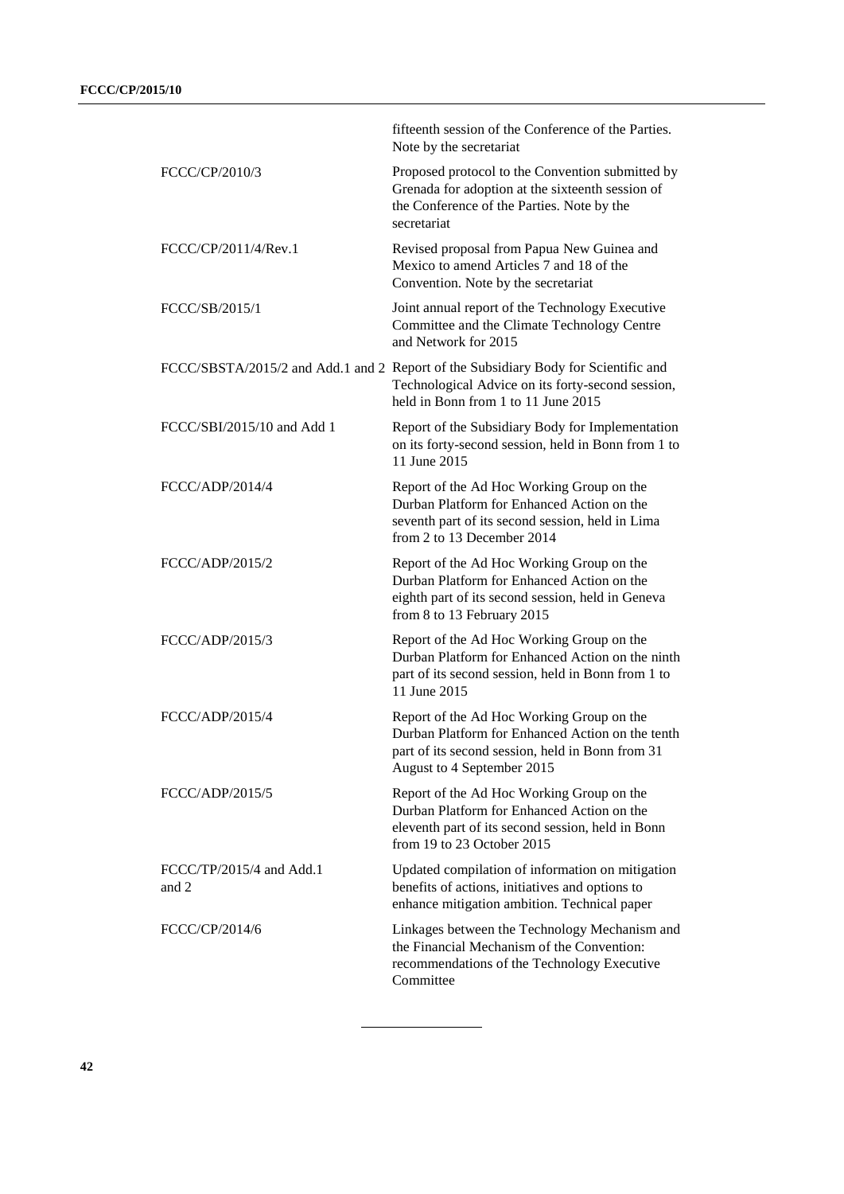| | |
|---|---|
| | fifteenth session of the Conference of the Parties. Note by the secretariat |
| FCCC/CP/2010/3 | Proposed protocol to the Convention submitted by Grenada for adoption at the sixteenth session of the Conference of the Parties. Note by the secretariat |
| FCCC/CP/2011/4/Rev.1 | Revised proposal from Papua New Guinea and Mexico to amend Articles 7 and 18 of the Convention. Note by the secretariat |
| FCCC/SB/2015/1 | Joint annual report of the Technology Executive Committee and the Climate Technology Centre and Network for 2015 |
| FCCC/SBSTA/2015/2 and Add.1 and 2 | Report of the Subsidiary Body for Scientific and Technological Advice on its forty-second session, held in Bonn from 1 to 11 June 2015 |
| FCCC/SBI/2015/10 and Add 1 | Report of the Subsidiary Body for Implementation on its forty-second session, held in Bonn from 1 to 11 June 2015 |
| FCCC/ADP/2014/4 | Report of the Ad Hoc Working Group on the Durban Platform for Enhanced Action on the seventh part of its second session, held in Lima from 2 to 13 December 2014 |
| FCCC/ADP/2015/2 | Report of the Ad Hoc Working Group on the Durban Platform for Enhanced Action on the eighth part of its second session, held in Geneva from 8 to 13 February 2015 |
| FCCC/ADP/2015/3 | Report of the Ad Hoc Working Group on the Durban Platform for Enhanced Action on the ninth part of its second session, held in Bonn from 1 to 11 June 2015 |
| FCCC/ADP/2015/4 | Report of the Ad Hoc Working Group on the Durban Platform for Enhanced Action on the tenth part of its second session, held in Bonn from 31 August to 4 September 2015 |
| FCCC/ADP/2015/5 | Report of the Ad Hoc Working Group on the Durban Platform for Enhanced Action on the eleventh part of its second session, held in Bonn from 19 to 23 October 2015 |
| FCCC/TP/2015/4 and Add.1 and 2 | Updated compilation of information on mitigation benefits of actions, initiatives and options to enhance mitigation ambition. Technical paper |
| FCCC/CP/2014/6 | Linkages between the Technology Mechanism and the Financial Mechanism of the Convention: recommendations of the Technology Executive Committee |